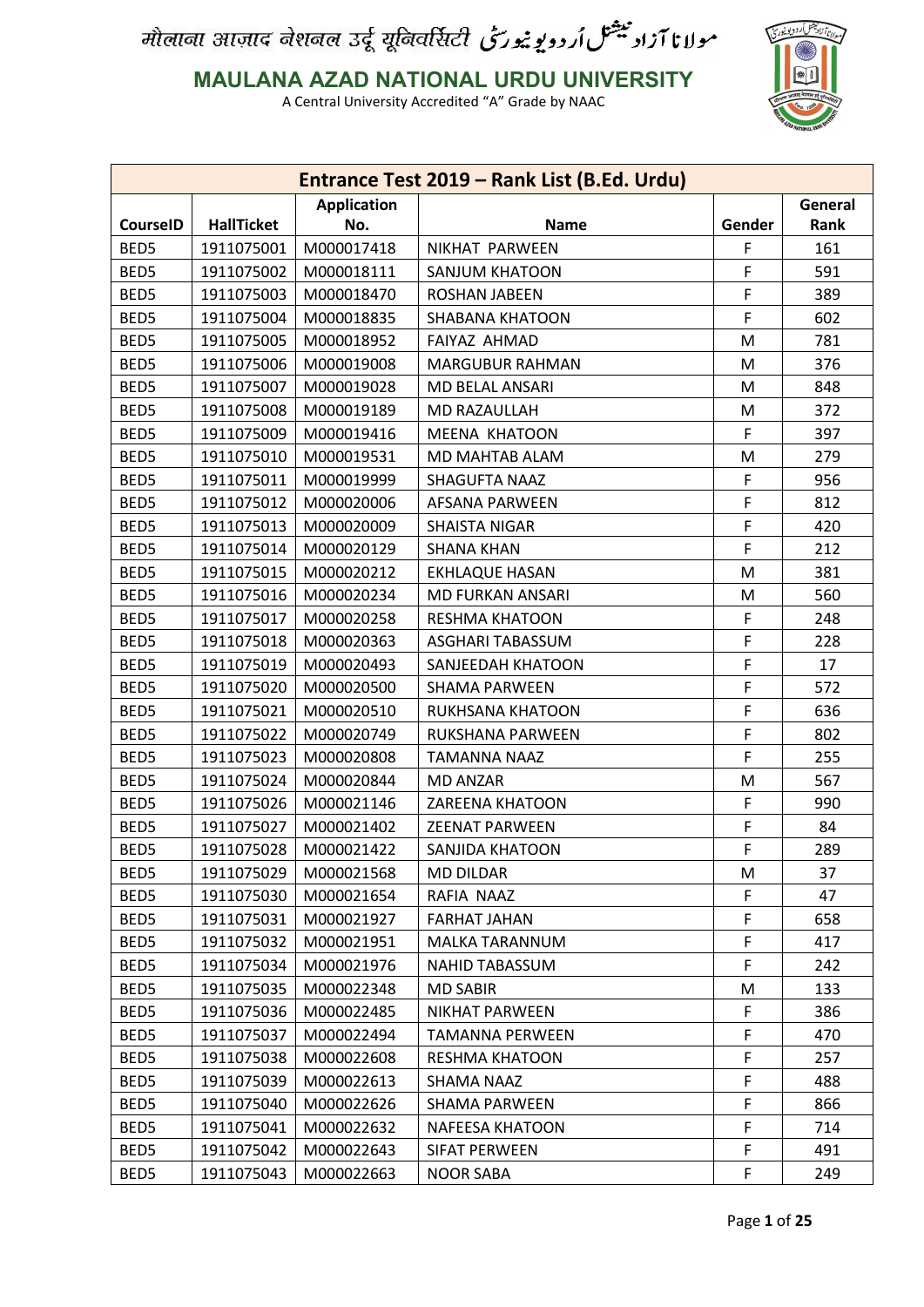मौलाना आज़ाद नेशनल उर्दू यूनिवर्सिटी مولانا آزاد نیشنل اُردو یونیورسٹی

**MAULANA AZAD NATIONAL URDU UNIVERSITY**

A Central University Accredited "A" Grade by NAAC

| Entrance Test 2019 – Rank List (B.Ed. Urdu) | | | | | |
|---|---|---|---|---|---|
| CourseID | HallTicket | Application No. | Name | Gender | General Rank |
| BED5 | 1911075001 | M000017418 | NIKHAT PARWEEN | F | 161 |
| BED5 | 1911075002 | M000018111 | SANJUM KHATOON | F | 591 |
| BED5 | 1911075003 | M000018470 | ROSHAN JABEEN | F | 389 |
| BED5 | 1911075004 | M000018835 | SHABANA KHATOON | F | 602 |
| BED5 | 1911075005 | M000018952 | FAIYAZ AHMAD | M | 781 |
| BED5 | 1911075006 | M000019008 | MARGUBUR RAHMAN | M | 376 |
| BED5 | 1911075007 | M000019028 | MD BELAL ANSARI | M | 848 |
| BED5 | 1911075008 | M000019189 | MD RAZAULLAH | M | 372 |
| BED5 | 1911075009 | M000019416 | MEENA KHATOON | F | 397 |
| BED5 | 1911075010 | M000019531 | MD MAHTAB ALAM | M | 279 |
| BED5 | 1911075011 | M000019999 | SHAGUFTA NAAZ | F | 956 |
| BED5 | 1911075012 | M000020006 | AFSANA PARWEEN | F | 812 |
| BED5 | 1911075013 | M000020009 | SHAISTA NIGAR | F | 420 |
| BED5 | 1911075014 | M000020129 | SHANA KHAN | F | 212 |
| BED5 | 1911075015 | M000020212 | EKHLAQUE HASAN | M | 381 |
| BED5 | 1911075016 | M000020234 | MD FURKAN ANSARI | M | 560 |
| BED5 | 1911075017 | M000020258 | RESHMA KHATOON | F | 248 |
| BED5 | 1911075018 | M000020363 | ASGHARI TABASSUM | F | 228 |
| BED5 | 1911075019 | M000020493 | SANJEEDAH KHATOON | F | 17 |
| BED5 | 1911075020 | M000020500 | SHAMA PARWEEN | F | 572 |
| BED5 | 1911075021 | M000020510 | RUKHSANA KHATOON | F | 636 |
| BED5 | 1911075022 | M000020749 | RUKSHANA PARWEEN | F | 802 |
| BED5 | 1911075023 | M000020808 | TAMANNA NAAZ | F | 255 |
| BED5 | 1911075024 | M000020844 | MD ANZAR | M | 567 |
| BED5 | 1911075026 | M000021146 | ZAREENA KHATOON | F | 990 |
| BED5 | 1911075027 | M000021402 | ZEENAT PARWEEN | F | 84 |
| BED5 | 1911075028 | M000021422 | SANJIDA KHATOON | F | 289 |
| BED5 | 1911075029 | M000021568 | MD DILDAR | M | 37 |
| BED5 | 1911075030 | M000021654 | RAFIA NAAZ | F | 47 |
| BED5 | 1911075031 | M000021927 | FARHAT JAHAN | F | 658 |
| BED5 | 1911075032 | M000021951 | MALKA TARANNUM | F | 417 |
| BED5 | 1911075034 | M000021976 | NAHID TABASSUM | F | 242 |
| BED5 | 1911075035 | M000022348 | MD SABIR | M | 133 |
| BED5 | 1911075036 | M000022485 | NIKHAT PARWEEN | F | 386 |
| BED5 | 1911075037 | M000022494 | TAMANNA PERWEEN | F | 470 |
| BED5 | 1911075038 | M000022608 | RESHMA KHATOON | F | 257 |
| BED5 | 1911075039 | M000022613 | SHAMA NAAZ | F | 488 |
| BED5 | 1911075040 | M000022626 | SHAMA PARWEEN | F | 866 |
| BED5 | 1911075041 | M000022632 | NAFEESA KHATOON | F | 714 |
| BED5 | 1911075042 | M000022643 | SIFAT PERWEEN | F | 491 |
| BED5 | 1911075043 | M000022663 | NOOR SABA | F | 249 |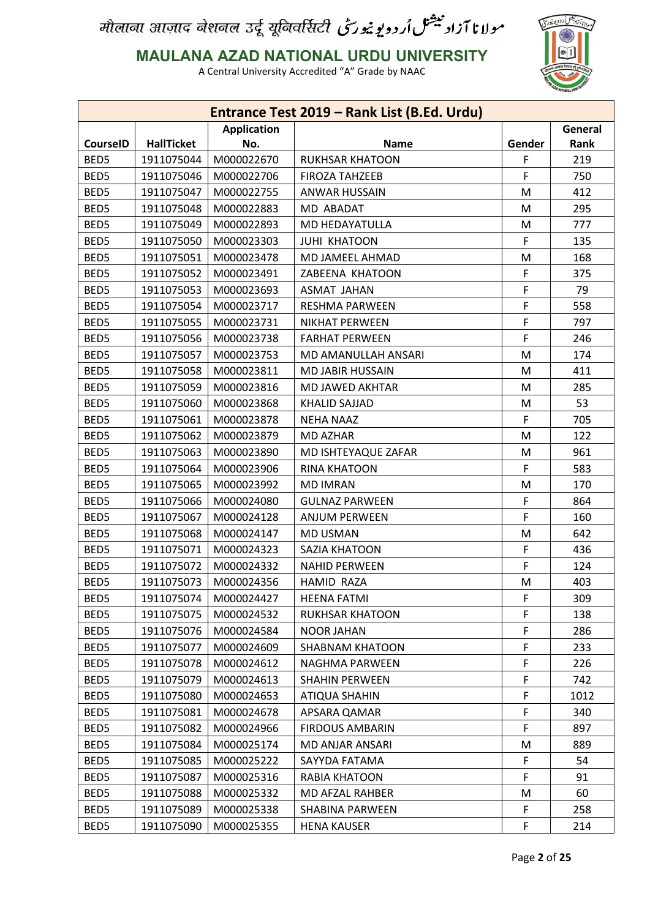मौलाना आज़ाद नेशनल उर्दू यूनिवर्सिटी مولانا آزاد نیشنل اُردو یونیورسٹی

**MAULANA AZAD NATIONAL URDU UNIVERSITY**

A Central University Accredited "A" Grade by NAAC

| Entrance Test 2019 – Rank List (B.Ed. Urdu) | | | | | |
|---|---|---|---|---|---|
| **CourseID** | **HallTicket** | **Application No.** | **Name** | **Gender** | **General Rank** |
| BED5 | 1911075044 | M000022670 | RUKHSAR KHATOON | F | 219 |
| BED5 | 1911075046 | M000022706 | FIROZA TAHZEEB | F | 750 |
| BED5 | 1911075047 | M000022755 | ANWAR HUSSAIN | M | 412 |
| BED5 | 1911075048 | M000022883 | MD ABADAT | M | 295 |
| BED5 | 1911075049 | M000022893 | MD HEDAYATULLA | M | 777 |
| BED5 | 1911075050 | M000023303 | JUHI KHATOON | F | 135 |
| BED5 | 1911075051 | M000023478 | MD JAMEEL AHMAD | M | 168 |
| BED5 | 1911075052 | M000023491 | ZABEENA KHATOON | F | 375 |
| BED5 | 1911075053 | M000023693 | ASMAT JAHAN | F | 79 |
| BED5 | 1911075054 | M000023717 | RESHMA PARWEEN | F | 558 |
| BED5 | 1911075055 | M000023731 | NIKHAT PERWEEN | F | 797 |
| BED5 | 1911075056 | M000023738 | FARHAT PERWEEN | F | 246 |
| BED5 | 1911075057 | M000023753 | MD AMANULLAH ANSARI | M | 174 |
| BED5 | 1911075058 | M000023811 | MD JABIR HUSSAIN | M | 411 |
| BED5 | 1911075059 | M000023816 | MD JAWED AKHTAR | M | 285 |
| BED5 | 1911075060 | M000023868 | KHALID SAJJAD | M | 53 |
| BED5 | 1911075061 | M000023878 | NEHA NAAZ | F | 705 |
| BED5 | 1911075062 | M000023879 | MD AZHAR | M | 122 |
| BED5 | 1911075063 | M000023890 | MD ISHTEYAQUE ZAFAR | M | 961 |
| BED5 | 1911075064 | M000023906 | RINA KHATOON | F | 583 |
| BED5 | 1911075065 | M000023992 | MD IMRAN | M | 170 |
| BED5 | 1911075066 | M000024080 | GULNAZ PARWEEN | F | 864 |
| BED5 | 1911075067 | M000024128 | ANJUM PERWEEN | F | 160 |
| BED5 | 1911075068 | M000024147 | MD USMAN | M | 642 |
| BED5 | 1911075071 | M000024323 | SAZIA KHATOON | F | 436 |
| BED5 | 1911075072 | M000024332 | NAHID PERWEEN | F | 124 |
| BED5 | 1911075073 | M000024356 | HAMID RAZA | M | 403 |
| BED5 | 1911075074 | M000024427 | HEENA FATMI | F | 309 |
| BED5 | 1911075075 | M000024532 | RUKHSAR KHATOON | F | 138 |
| BED5 | 1911075076 | M000024584 | NOOR JAHAN | F | 286 |
| BED5 | 1911075077 | M000024609 | SHABNAM KHATOON | F | 233 |
| BED5 | 1911075078 | M000024612 | NAGHMA PARWEEN | F | 226 |
| BED5 | 1911075079 | M000024613 | SHAHIN PERWEEN | F | 742 |
| BED5 | 1911075080 | M000024653 | ATIQUA SHAHIN | F | 1012 |
| BED5 | 1911075081 | M000024678 | APSARA QAMAR | F | 340 |
| BED5 | 1911075082 | M000024966 | FIRDOUS AMBARIN | F | 897 |
| BED5 | 1911075084 | M000025174 | MD ANJAR ANSARI | M | 889 |
| BED5 | 1911075085 | M000025222 | SAYYDA FATAMA | F | 54 |
| BED5 | 1911075087 | M000025316 | RABIA KHATOON | F | 91 |
| BED5 | 1911075088 | M000025332 | MD AFZAL RAHBER | M | 60 |
| BED5 | 1911075089 | M000025338 | SHABINA PARWEEN | F | 258 |
| BED5 | 1911075090 | M000025355 | HENA KAUSER | F | 214 |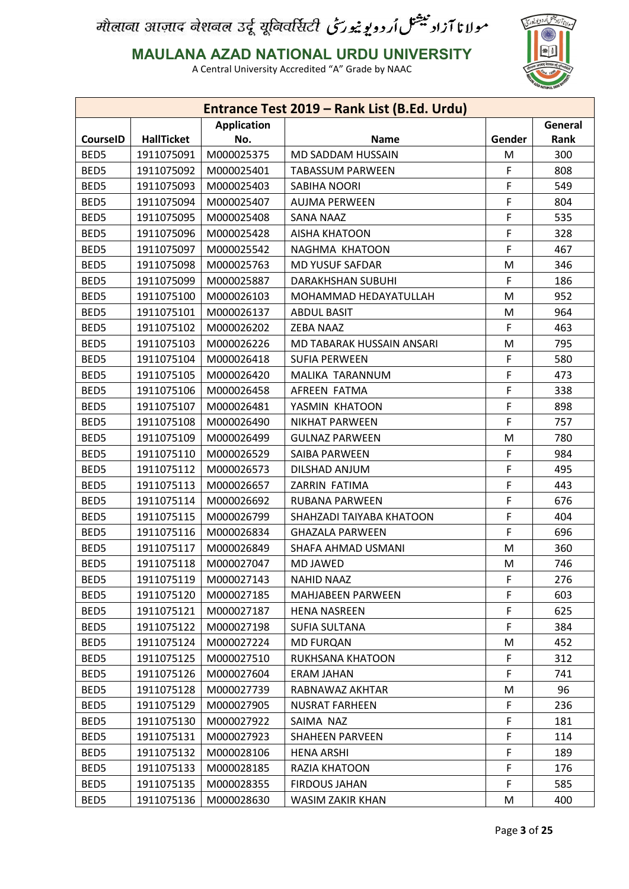मौलाना आज़ाद नेशनल उर्दू यूनिवर्सिटी مولانا آزاد نیشنل اُردو یونیورسٹی

**MAULANA AZAD NATIONAL URDU UNIVERSITY**

A Central University Accredited "A" Grade by NAAC

| Entrance Test 2019 – Rank List (B.Ed. Urdu) | | | | | |
|---|---|---|---|---|---|
| CourseID | HallTicket | Application No. | Name | Gender | General Rank |
| BED5 | 1911075091 | M000025375 | MD SADDAM HUSSAIN | M | 300 |
| BED5 | 1911075092 | M000025401 | TABASSUM PARWEEN | F | 808 |
| BED5 | 1911075093 | M000025403 | SABIHA NOORI | F | 549 |
| BED5 | 1911075094 | M000025407 | AUJMA PERWEEN | F | 804 |
| BED5 | 1911075095 | M000025408 | SANA NAAZ | F | 535 |
| BED5 | 1911075096 | M000025428 | AISHA KHATOON | F | 328 |
| BED5 | 1911075097 | M000025542 | NAGHMA KHATOON | F | 467 |
| BED5 | 1911075098 | M000025763 | MD YUSUF SAFDAR | M | 346 |
| BED5 | 1911075099 | M000025887 | DARAKHSHAN SUBUHI | F | 186 |
| BED5 | 1911075100 | M000026103 | MOHAMMAD HEDAYATULLAH | M | 952 |
| BED5 | 1911075101 | M000026137 | ABDUL BASIT | M | 964 |
| BED5 | 1911075102 | M000026202 | ZEBA NAAZ | F | 463 |
| BED5 | 1911075103 | M000026226 | MD TABARAK HUSSAIN ANSARI | M | 795 |
| BED5 | 1911075104 | M000026418 | SUFIA PERWEEN | F | 580 |
| BED5 | 1911075105 | M000026420 | MALIKA TARANNUM | F | 473 |
| BED5 | 1911075106 | M000026458 | AFREEN FATMA | F | 338 |
| BED5 | 1911075107 | M000026481 | YASMIN KHATOON | F | 898 |
| BED5 | 1911075108 | M000026490 | NIKHAT PARWEEN | F | 757 |
| BED5 | 1911075109 | M000026499 | GULNAZ PARWEEN | M | 780 |
| BED5 | 1911075110 | M000026529 | SAIBA PARWEEN | F | 984 |
| BED5 | 1911075112 | M000026573 | DILSHAD ANJUM | F | 495 |
| BED5 | 1911075113 | M000026657 | ZARRIN FATIMA | F | 443 |
| BED5 | 1911075114 | M000026692 | RUBANA PARWEEN | F | 676 |
| BED5 | 1911075115 | M000026799 | SHAHZADI TAIYABA KHATOON | F | 404 |
| BED5 | 1911075116 | M000026834 | GHAZALA PARWEEN | F | 696 |
| BED5 | 1911075117 | M000026849 | SHAFA AHMAD USMANI | M | 360 |
| BED5 | 1911075118 | M000027047 | MD JAWED | M | 746 |
| BED5 | 1911075119 | M000027143 | NAHID NAAZ | F | 276 |
| BED5 | 1911075120 | M000027185 | MAHJABEEN PARWEEN | F | 603 |
| BED5 | 1911075121 | M000027187 | HENA NASREEN | F | 625 |
| BED5 | 1911075122 | M000027198 | SUFIA SULTANA | F | 384 |
| BED5 | 1911075124 | M000027224 | MD FURQAN | M | 452 |
| BED5 | 1911075125 | M000027510 | RUKHSANA KHATOON | F | 312 |
| BED5 | 1911075126 | M000027604 | ERAM JAHAN | F | 741 |
| BED5 | 1911075128 | M000027739 | RABNAWAZ AKHTAR | M | 96 |
| BED5 | 1911075129 | M000027905 | NUSRAT FARHEEN | F | 236 |
| BED5 | 1911075130 | M000027922 | SAIMA NAZ | F | 181 |
| BED5 | 1911075131 | M000027923 | SHAHEEN PARVEEN | F | 114 |
| BED5 | 1911075132 | M000028106 | HENA ARSHI | F | 189 |
| BED5 | 1911075133 | M000028185 | RAZIA KHATOON | F | 176 |
| BED5 | 1911075135 | M000028355 | FIRDOUS JAHAN | F | 585 |
| BED5 | 1911075136 | M000028630 | WASIM ZAKIR KHAN | M | 400 |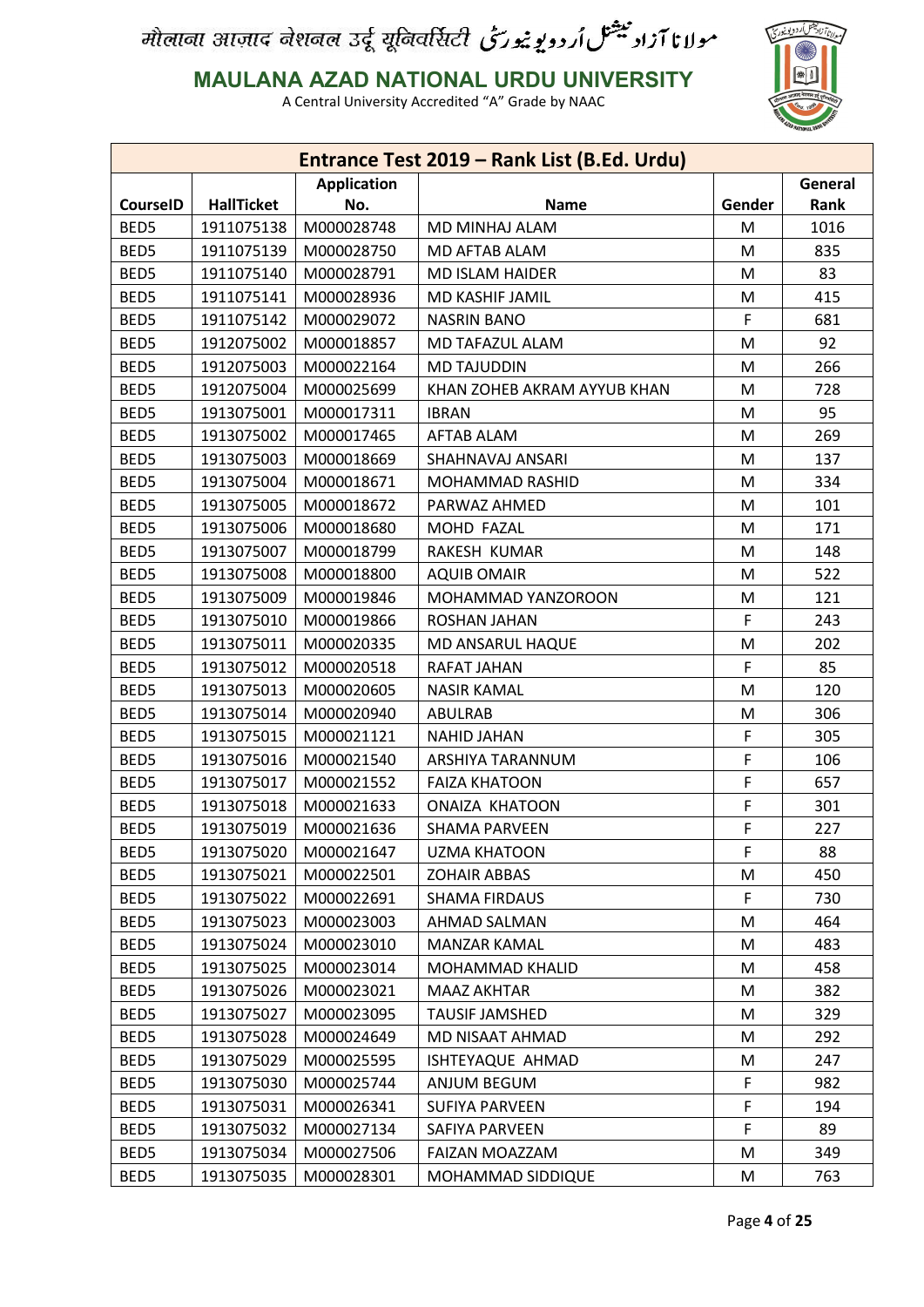मौलाना आज़ाद नेशनल उर्दू यूनिवर्सिटी مولانا آزاد نیشنل اُردو یونیورسٹی

**MAULANA AZAD NATIONAL URDU UNIVERSITY**

A Central University Accredited "A" Grade by NAAC

| Entrance Test 2019 – Rank List (B.Ed. Urdu) | | | | | |
|---|---|---|---|---|---|
| **CourseID** | **HallTicket** | **Application No.** | **Name** | **Gender** | **General Rank** |
| BED5 | 1911075138 | M000028748 | MD MINHAJ ALAM | M | 1016 |
| BED5 | 1911075139 | M000028750 | MD AFTAB ALAM | M | 835 |
| BED5 | 1911075140 | M000028791 | MD ISLAM HAIDER | M | 83 |
| BED5 | 1911075141 | M000028936 | MD KASHIF JAMIL | M | 415 |
| BED5 | 1911075142 | M000029072 | NASRIN BANO | F | 681 |
| BED5 | 1912075002 | M000018857 | MD TAFAZUL ALAM | M | 92 |
| BED5 | 1912075003 | M000022164 | MD TAJUDDIN | M | 266 |
| BED5 | 1912075004 | M000025699 | KHAN ZOHEB AKRAM AYYUB KHAN | M | 728 |
| BED5 | 1913075001 | M000017311 | IBRAN | M | 95 |
| BED5 | 1913075002 | M000017465 | AFTAB ALAM | M | 269 |
| BED5 | 1913075003 | M000018669 | SHAHNAVAJ ANSARI | M | 137 |
| BED5 | 1913075004 | M000018671 | MOHAMMAD RASHID | M | 334 |
| BED5 | 1913075005 | M000018672 | PARWAZ AHMED | M | 101 |
| BED5 | 1913075006 | M000018680 | MOHD FAZAL | M | 171 |
| BED5 | 1913075007 | M000018799 | RAKESH KUMAR | M | 148 |
| BED5 | 1913075008 | M000018800 | AQUIB OMAIR | M | 522 |
| BED5 | 1913075009 | M000019846 | MOHAMMAD YANZOROON | M | 121 |
| BED5 | 1913075010 | M000019866 | ROSHAN JAHAN | F | 243 |
| BED5 | 1913075011 | M000020335 | MD ANSARUL HAQUE | M | 202 |
| BED5 | 1913075012 | M000020518 | RAFAT JAHAN | F | 85 |
| BED5 | 1913075013 | M000020605 | NASIR KAMAL | M | 120 |
| BED5 | 1913075014 | M000020940 | ABULRAB | M | 306 |
| BED5 | 1913075015 | M000021121 | NAHID JAHAN | F | 305 |
| BED5 | 1913075016 | M000021540 | ARSHIYA TARANNUM | F | 106 |
| BED5 | 1913075017 | M000021552 | FAIZA KHATOON | F | 657 |
| BED5 | 1913075018 | M000021633 | ONAIZA KHATOON | F | 301 |
| BED5 | 1913075019 | M000021636 | SHAMA PARVEEN | F | 227 |
| BED5 | 1913075020 | M000021647 | UZMA KHATOON | F | 88 |
| BED5 | 1913075021 | M000022501 | ZOHAIR ABBAS | M | 450 |
| BED5 | 1913075022 | M000022691 | SHAMA FIRDAUS | F | 730 |
| BED5 | 1913075023 | M000023003 | AHMAD SALMAN | M | 464 |
| BED5 | 1913075024 | M000023010 | MANZAR KAMAL | M | 483 |
| BED5 | 1913075025 | M000023014 | MOHAMMAD KHALID | M | 458 |
| BED5 | 1913075026 | M000023021 | MAAZ AKHTAR | M | 382 |
| BED5 | 1913075027 | M000023095 | TAUSIF JAMSHED | M | 329 |
| BED5 | 1913075028 | M000024649 | MD NISAAT AHMAD | M | 292 |
| BED5 | 1913075029 | M000025595 | ISHTEYAQUE AHMAD | M | 247 |
| BED5 | 1913075030 | M000025744 | ANJUM BEGUM | F | 982 |
| BED5 | 1913075031 | M000026341 | SUFIYA PARVEEN | F | 194 |
| BED5 | 1913075032 | M000027134 | SAFIYA PARVEEN | F | 89 |
| BED5 | 1913075034 | M000027506 | FAIZAN MOAZZAM | M | 349 |
| BED5 | 1913075035 | M000028301 | MOHAMMAD SIDDIQUE | M | 763 |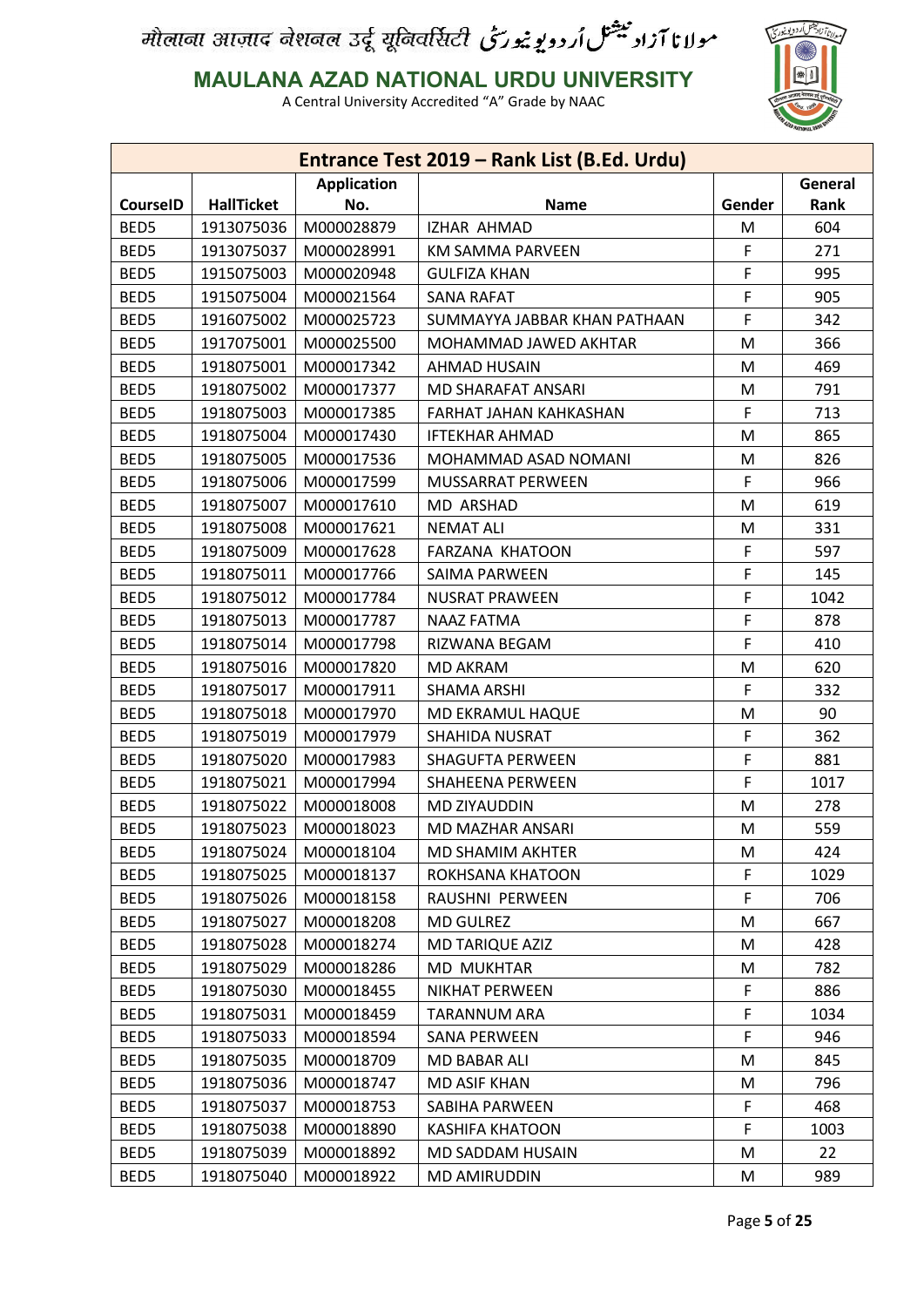| Entrance Test 2019 – Rank List (B.Ed. Urdu) | | | | | |
|---|---|---|---|---|---|
| CourseID | HallTicket | Application No. | Name | Gender | General Rank |
| BED5 | 1913075036 | M000028879 | IZHAR AHMAD | M | 604 |
| BED5 | 1913075037 | M000028991 | KM SAMMA PARVEEN | F | 271 |
| BED5 | 1915075003 | M000020948 | GULFIZA KHAN | F | 995 |
| BED5 | 1915075004 | M000021564 | SANA RAFAT | F | 905 |
| BED5 | 1916075002 | M000025723 | SUMMAYYA JABBAR KHAN PATHAAN | F | 342 |
| BED5 | 1917075001 | M000025500 | MOHAMMAD JAWED AKHTAR | M | 366 |
| BED5 | 1918075001 | M000017342 | AHMAD HUSAIN | M | 469 |
| BED5 | 1918075002 | M000017377 | MD SHARAFAT ANSARI | M | 791 |
| BED5 | 1918075003 | M000017385 | FARHAT JAHAN KAHKASHAN | F | 713 |
| BED5 | 1918075004 | M000017430 | IFTEKHAR AHMAD | M | 865 |
| BED5 | 1918075005 | M000017536 | MOHAMMAD ASAD NOMANI | M | 826 |
| BED5 | 1918075006 | M000017599 | MUSSARRAT PERWEEN | F | 966 |
| BED5 | 1918075007 | M000017610 | MD ARSHAD | M | 619 |
| BED5 | 1918075008 | M000017621 | NEMAT ALI | M | 331 |
| BED5 | 1918075009 | M000017628 | FARZANA KHATOON | F | 597 |
| BED5 | 1918075011 | M000017766 | SAIMA PARWEEN | F | 145 |
| BED5 | 1918075012 | M000017784 | NUSRAT PRAWEEN | F | 1042 |
| BED5 | 1918075013 | M000017787 | NAAZ FATMA | F | 878 |
| BED5 | 1918075014 | M000017798 | RIZWANA BEGAM | F | 410 |
| BED5 | 1918075016 | M000017820 | MD AKRAM | M | 620 |
| BED5 | 1918075017 | M000017911 | SHAMA ARSHI | F | 332 |
| BED5 | 1918075018 | M000017970 | MD EKRAMUL HAQUE | M | 90 |
| BED5 | 1918075019 | M000017979 | SHAHIDA NUSRAT | F | 362 |
| BED5 | 1918075020 | M000017983 | SHAGUFTA PERWEEN | F | 881 |
| BED5 | 1918075021 | M000017994 | SHAHEENA PERWEEN | F | 1017 |
| BED5 | 1918075022 | M000018008 | MD ZIYAUDDIN | M | 278 |
| BED5 | 1918075023 | M000018023 | MD MAZHAR ANSARI | M | 559 |
| BED5 | 1918075024 | M000018104 | MD SHAMIM AKHTER | M | 424 |
| BED5 | 1918075025 | M000018137 | ROKHSANA KHATOON | F | 1029 |
| BED5 | 1918075026 | M000018158 | RAUSHNI PERWEEN | F | 706 |
| BED5 | 1918075027 | M000018208 | MD GULREZ | M | 667 |
| BED5 | 1918075028 | M000018274 | MD TARIQUE AZIZ | M | 428 |
| BED5 | 1918075029 | M000018286 | MD MUKHTAR | M | 782 |
| BED5 | 1918075030 | M000018455 | NIKHAT PERWEEN | F | 886 |
| BED5 | 1918075031 | M000018459 | TARANNUM ARA | F | 1034 |
| BED5 | 1918075033 | M000018594 | SANA PERWEEN | F | 946 |
| BED5 | 1918075035 | M000018709 | MD BABAR ALI | M | 845 |
| BED5 | 1918075036 | M000018747 | MD ASIF KHAN | M | 796 |
| BED5 | 1918075037 | M000018753 | SABIHA PARWEEN | F | 468 |
| BED5 | 1918075038 | M000018890 | KASHIFA KHATOON | F | 1003 |
| BED5 | 1918075039 | M000018892 | MD SADDAM HUSAIN | M | 22 |
| BED5 | 1918075040 | M000018922 | MD AMIRUDDIN | M | 989 |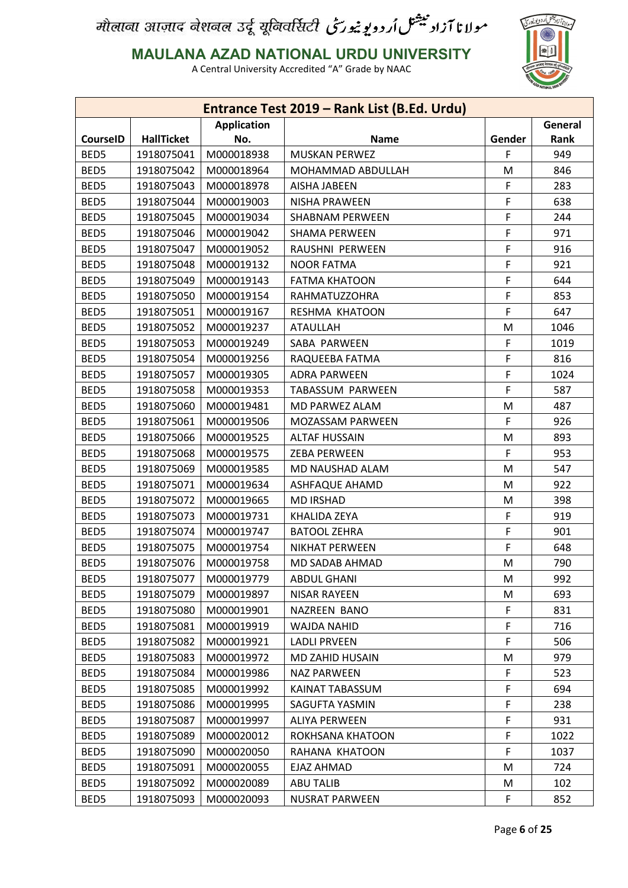मौलाना आज़ाद नेशनल उर्दू यूनिवर्सिटी مولانا آزاد نیشنل اردو یونیورسٹی

**MAULANA AZAD NATIONAL URDU UNIVERSITY**

A Central University Accredited "A" Grade by NAAC

| Entrance Test 2019 – Rank List (B.Ed. Urdu) | | | | | |
|---|---|---|---|---|---|
| **CourseID** | **HallTicket** | **Application No.** | **Name** | **Gender** | **General Rank** |
| BED5 | 1918075041 | M000018938 | MUSKAN PERWEZ | F | 949 |
| BED5 | 1918075042 | M000018964 | MOHAMMAD ABDULLAH | M | 846 |
| BED5 | 1918075043 | M000018978 | AISHA JABEEN | F | 283 |
| BED5 | 1918075044 | M000019003 | NISHA PRAWEEN | F | 638 |
| BED5 | 1918075045 | M000019034 | SHABNAM PERWEEN | F | 244 |
| BED5 | 1918075046 | M000019042 | SHAMA PERWEEN | F | 971 |
| BED5 | 1918075047 | M000019052 | RAUSHNI PERWEEN | F | 916 |
| BED5 | 1918075048 | M000019132 | NOOR FATMA | F | 921 |
| BED5 | 1918075049 | M000019143 | FATMA KHATOON | F | 644 |
| BED5 | 1918075050 | M000019154 | RAHMATUZZOHRA | F | 853 |
| BED5 | 1918075051 | M000019167 | RESHMA KHATOON | F | 647 |
| BED5 | 1918075052 | M000019237 | ATAULLAH | M | 1046 |
| BED5 | 1918075053 | M000019249 | SABA PARWEEN | F | 1019 |
| BED5 | 1918075054 | M000019256 | RAQUEEBA FATMA | F | 816 |
| BED5 | 1918075057 | M000019305 | ADRA PARWEEN | F | 1024 |
| BED5 | 1918075058 | M000019353 | TABASSUM PARWEEN | F | 587 |
| BED5 | 1918075060 | M000019481 | MD PARWEZ ALAM | M | 487 |
| BED5 | 1918075061 | M000019506 | MOZASSAM PARWEEN | F | 926 |
| BED5 | 1918075066 | M000019525 | ALTAF HUSSAIN | M | 893 |
| BED5 | 1918075068 | M000019575 | ZEBA PERWEEN | F | 953 |
| BED5 | 1918075069 | M000019585 | MD NAUSHAD ALAM | M | 547 |
| BED5 | 1918075071 | M000019634 | ASHFAQUE AHAMD | M | 922 |
| BED5 | 1918075072 | M000019665 | MD IRSHAD | M | 398 |
| BED5 | 1918075073 | M000019731 | KHALIDA ZEYA | F | 919 |
| BED5 | 1918075074 | M000019747 | BATOOL ZEHRA | F | 901 |
| BED5 | 1918075075 | M000019754 | NIKHAT PERWEEN | F | 648 |
| BED5 | 1918075076 | M000019758 | MD SADAB AHMAD | M | 790 |
| BED5 | 1918075077 | M000019779 | ABDUL GHANI | M | 992 |
| BED5 | 1918075079 | M000019897 | NISAR RAYEEN | M | 693 |
| BED5 | 1918075080 | M000019901 | NAZREEN BANO | F | 831 |
| BED5 | 1918075081 | M000019919 | WAJDA NAHID | F | 716 |
| BED5 | 1918075082 | M000019921 | LADLI PRVEEN | F | 506 |
| BED5 | 1918075083 | M000019972 | MD ZAHID HUSAIN | M | 979 |
| BED5 | 1918075084 | M000019986 | NAZ PARWEEN | F | 523 |
| BED5 | 1918075085 | M000019992 | KAINAT TABASSUM | F | 694 |
| BED5 | 1918075086 | M000019995 | SAGUFTA YASMIN | F | 238 |
| BED5 | 1918075087 | M000019997 | ALIYA PERWEEN | F | 931 |
| BED5 | 1918075089 | M000020012 | ROKHSANA KHATOON | F | 1022 |
| BED5 | 1918075090 | M000020050 | RAHANA KHATOON | F | 1037 |
| BED5 | 1918075091 | M000020055 | EJAZ AHMAD | M | 724 |
| BED5 | 1918075092 | M000020089 | ABU TALIB | M | 102 |
| BED5 | 1918075093 | M000020093 | NUSRAT PARWEEN | F | 852 |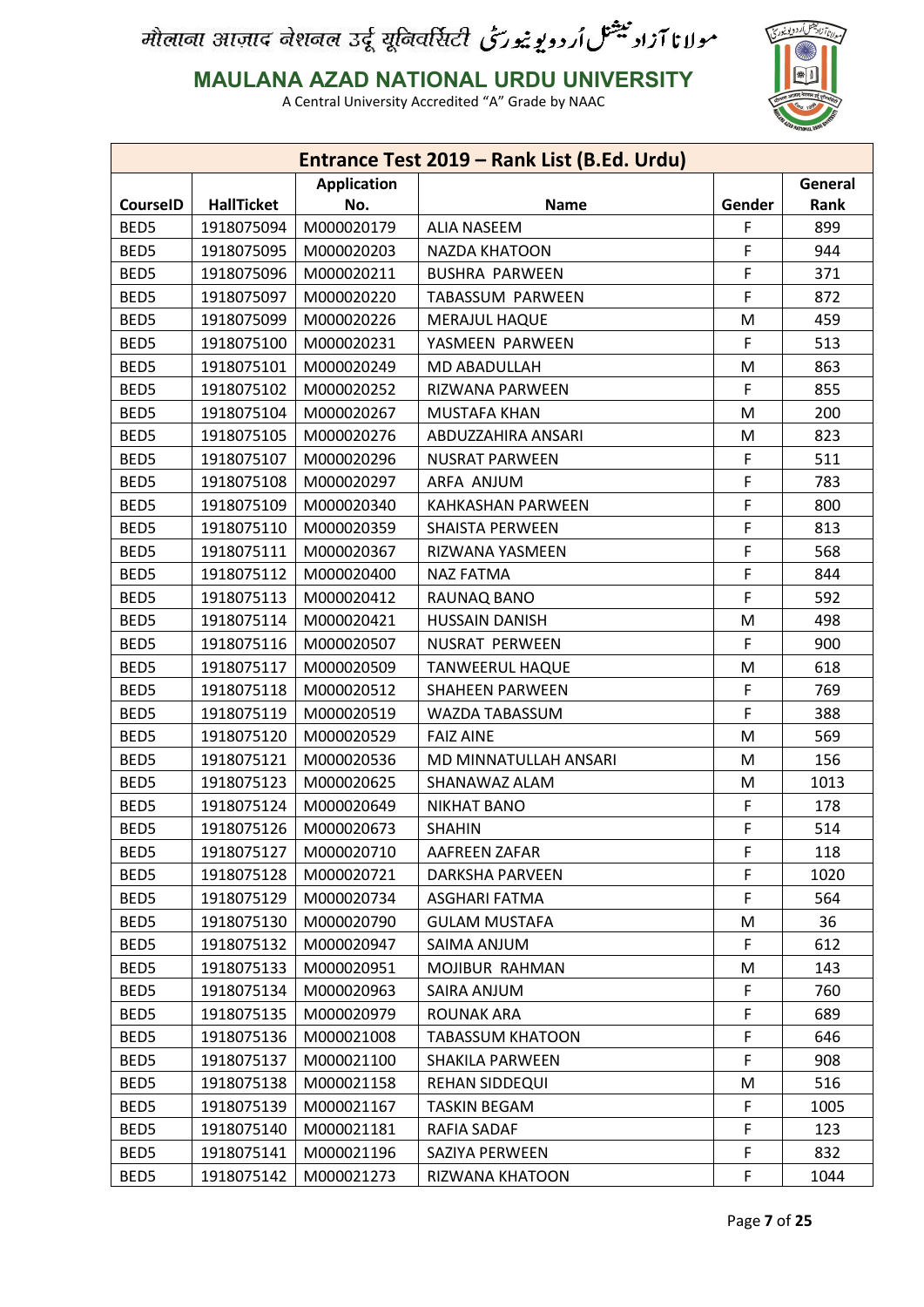मौलाना आज़ाद नेशनल उर्दू यूनिवर्सिटी مولانا آزاد نیشنل اُردو یونیورسٹی

**MAULANA AZAD NATIONAL URDU UNIVERSITY**

A Central University Accredited "A" Grade by NAAC

## Entrance Test 2019 – Rank List (B.Ed. Urdu)

| CourseID | HallTicket | Application No. | Name | Gender | General Rank |
|---|---|---|---|---|---|
| BED5 | 1918075094 | M000020179 | ALIA NASEEM | F | 899 |
| BED5 | 1918075095 | M000020203 | NAZDA KHATOON | F | 944 |
| BED5 | 1918075096 | M000020211 | BUSHRA PARWEEN | F | 371 |
| BED5 | 1918075097 | M000020220 | TABASSUM PARWEEN | F | 872 |
| BED5 | 1918075099 | M000020226 | MERAJUL HAQUE | M | 459 |
| BED5 | 1918075100 | M000020231 | YASMEEN PARWEEN | F | 513 |
| BED5 | 1918075101 | M000020249 | MD ABADULLAH | M | 863 |
| BED5 | 1918075102 | M000020252 | RIZWANA PARWEEN | F | 855 |
| BED5 | 1918075104 | M000020267 | MUSTAFA KHAN | M | 200 |
| BED5 | 1918075105 | M000020276 | ABDUZZAHIRA ANSARI | M | 823 |
| BED5 | 1918075107 | M000020296 | NUSRAT PARWEEN | F | 511 |
| BED5 | 1918075108 | M000020297 | ARFA ANJUM | F | 783 |
| BED5 | 1918075109 | M000020340 | KAHKASHAN PARWEEN | F | 800 |
| BED5 | 1918075110 | M000020359 | SHAISTA PERWEEN | F | 813 |
| BED5 | 1918075111 | M000020367 | RIZWANA YASMEEN | F | 568 |
| BED5 | 1918075112 | M000020400 | NAZ FATMA | F | 844 |
| BED5 | 1918075113 | M000020412 | RAUNAQ BANO | F | 592 |
| BED5 | 1918075114 | M000020421 | HUSSAIN DANISH | M | 498 |
| BED5 | 1918075116 | M000020507 | NUSRAT PERWEEN | F | 900 |
| BED5 | 1918075117 | M000020509 | TANWEERUL HAQUE | M | 618 |
| BED5 | 1918075118 | M000020512 | SHAHEEN PARWEEN | F | 769 |
| BED5 | 1918075119 | M000020519 | WAZDA TABASSUM | F | 388 |
| BED5 | 1918075120 | M000020529 | FAIZ AINE | M | 569 |
| BED5 | 1918075121 | M000020536 | MD MINNATULLAH ANSARI | M | 156 |
| BED5 | 1918075123 | M000020625 | SHANAWAZ ALAM | M | 1013 |
| BED5 | 1918075124 | M000020649 | NIKHAT BANO | F | 178 |
| BED5 | 1918075126 | M000020673 | SHAHIN | F | 514 |
| BED5 | 1918075127 | M000020710 | AAFREEN ZAFAR | F | 118 |
| BED5 | 1918075128 | M000020721 | DARKSHA PARVEEN | F | 1020 |
| BED5 | 1918075129 | M000020734 | ASGHARI FATMA | F | 564 |
| BED5 | 1918075130 | M000020790 | GULAM MUSTAFA | M | 36 |
| BED5 | 1918075132 | M000020947 | SAIMA ANJUM | F | 612 |
| BED5 | 1918075133 | M000020951 | MOJIBUR RAHMAN | M | 143 |
| BED5 | 1918075134 | M000020963 | SAIRA ANJUM | F | 760 |
| BED5 | 1918075135 | M000020979 | ROUNAK ARA | F | 689 |
| BED5 | 1918075136 | M000021008 | TABASSUM KHATOON | F | 646 |
| BED5 | 1918075137 | M000021100 | SHAKILA PARWEEN | F | 908 |
| BED5 | 1918075138 | M000021158 | REHAN SIDDEQUI | M | 516 |
| BED5 | 1918075139 | M000021167 | TASKIN BEGAM | F | 1005 |
| BED5 | 1918075140 | M000021181 | RAFIA SADAF | F | 123 |
| BED5 | 1918075141 | M000021196 | SAZIYA PERWEEN | F | 832 |
| BED5 | 1918075142 | M000021273 | RIZWANA KHATOON | F | 1044 |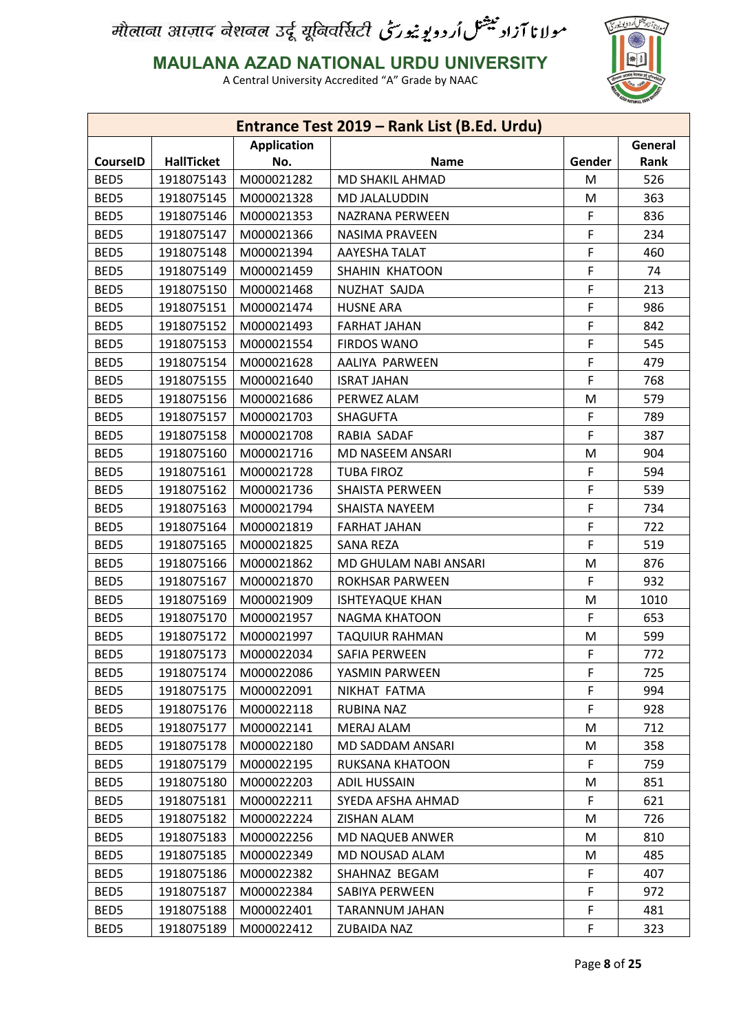मौलाना आज़ाद नेशनल उर्दू यूनिवर्सिटी مولانا آزاد نیشنل اُردو یونیورسٹی

**MAULANA AZAD NATIONAL URDU UNIVERSITY**

A Central University Accredited "A" Grade by NAAC

| Entrance Test 2019 – Rank List (B.Ed. Urdu) | | | | | |
|---|---|---|---|---|---|
| **CourseID** | **HallTicket** | **Application No.** | **Name** | **Gender** | **General Rank** |
| BED5 | 1918075143 | M000021282 | MD SHAKIL AHMAD | M | 526 |
| BED5 | 1918075145 | M000021328 | MD JALALUDDIN | M | 363 |
| BED5 | 1918075146 | M000021353 | NAZRANA PERWEEN | F | 836 |
| BED5 | 1918075147 | M000021366 | NASIMA PRAVEEN | F | 234 |
| BED5 | 1918075148 | M000021394 | AAYESHA TALAT | F | 460 |
| BED5 | 1918075149 | M000021459 | SHAHIN KHATOON | F | 74 |
| BED5 | 1918075150 | M000021468 | NUZHAT SAJDA | F | 213 |
| BED5 | 1918075151 | M000021474 | HUSNE ARA | F | 986 |
| BED5 | 1918075152 | M000021493 | FARHAT JAHAN | F | 842 |
| BED5 | 1918075153 | M000021554 | FIRDOS WANO | F | 545 |
| BED5 | 1918075154 | M000021628 | AALIYA PARWEEN | F | 479 |
| BED5 | 1918075155 | M000021640 | ISRAT JAHAN | F | 768 |
| BED5 | 1918075156 | M000021686 | PERWEZ ALAM | M | 579 |
| BED5 | 1918075157 | M000021703 | SHAGUFTA | F | 789 |
| BED5 | 1918075158 | M000021708 | RABIA SADAF | F | 387 |
| BED5 | 1918075160 | M000021716 | MD NASEEM ANSARI | M | 904 |
| BED5 | 1918075161 | M000021728 | TUBA FIROZ | F | 594 |
| BED5 | 1918075162 | M000021736 | SHAISTA PERWEEN | F | 539 |
| BED5 | 1918075163 | M000021794 | SHAISTA NAYEEM | F | 734 |
| BED5 | 1918075164 | M000021819 | FARHAT JAHAN | F | 722 |
| BED5 | 1918075165 | M000021825 | SANA REZA | F | 519 |
| BED5 | 1918075166 | M000021862 | MD GHULAM NABI ANSARI | M | 876 |
| BED5 | 1918075167 | M000021870 | ROKHSAR PARWEEN | F | 932 |
| BED5 | 1918075169 | M000021909 | ISHTEYAQUE KHAN | M | 1010 |
| BED5 | 1918075170 | M000021957 | NAGMA KHATOON | F | 653 |
| BED5 | 1918075172 | M000021997 | TAQUIUR RAHMAN | M | 599 |
| BED5 | 1918075173 | M000022034 | SAFIA PERWEEN | F | 772 |
| BED5 | 1918075174 | M000022086 | YASMIN PARWEEN | F | 725 |
| BED5 | 1918075175 | M000022091 | NIKHAT FATMA | F | 994 |
| BED5 | 1918075176 | M000022118 | RUBINA NAZ | F | 928 |
| BED5 | 1918075177 | M000022141 | MERAJ ALAM | M | 712 |
| BED5 | 1918075178 | M000022180 | MD SADDAM ANSARI | M | 358 |
| BED5 | 1918075179 | M000022195 | RUKSANA KHATOON | F | 759 |
| BED5 | 1918075180 | M000022203 | ADIL HUSSAIN | M | 851 |
| BED5 | 1918075181 | M000022211 | SYEDA AFSHA AHMAD | F | 621 |
| BED5 | 1918075182 | M000022224 | ZISHAN ALAM | M | 726 |
| BED5 | 1918075183 | M000022256 | MD NAQUEB ANWER | M | 810 |
| BED5 | 1918075185 | M000022349 | MD NOUSAD ALAM | M | 485 |
| BED5 | 1918075186 | M000022382 | SHAHNAZ BEGAM | F | 407 |
| BED5 | 1918075187 | M000022384 | SABIYA PERWEEN | F | 972 |
| BED5 | 1918075188 | M000022401 | TARANNUM JAHAN | F | 481 |
| BED5 | 1918075189 | M000022412 | ZUBAIDA NAZ | F | 323 |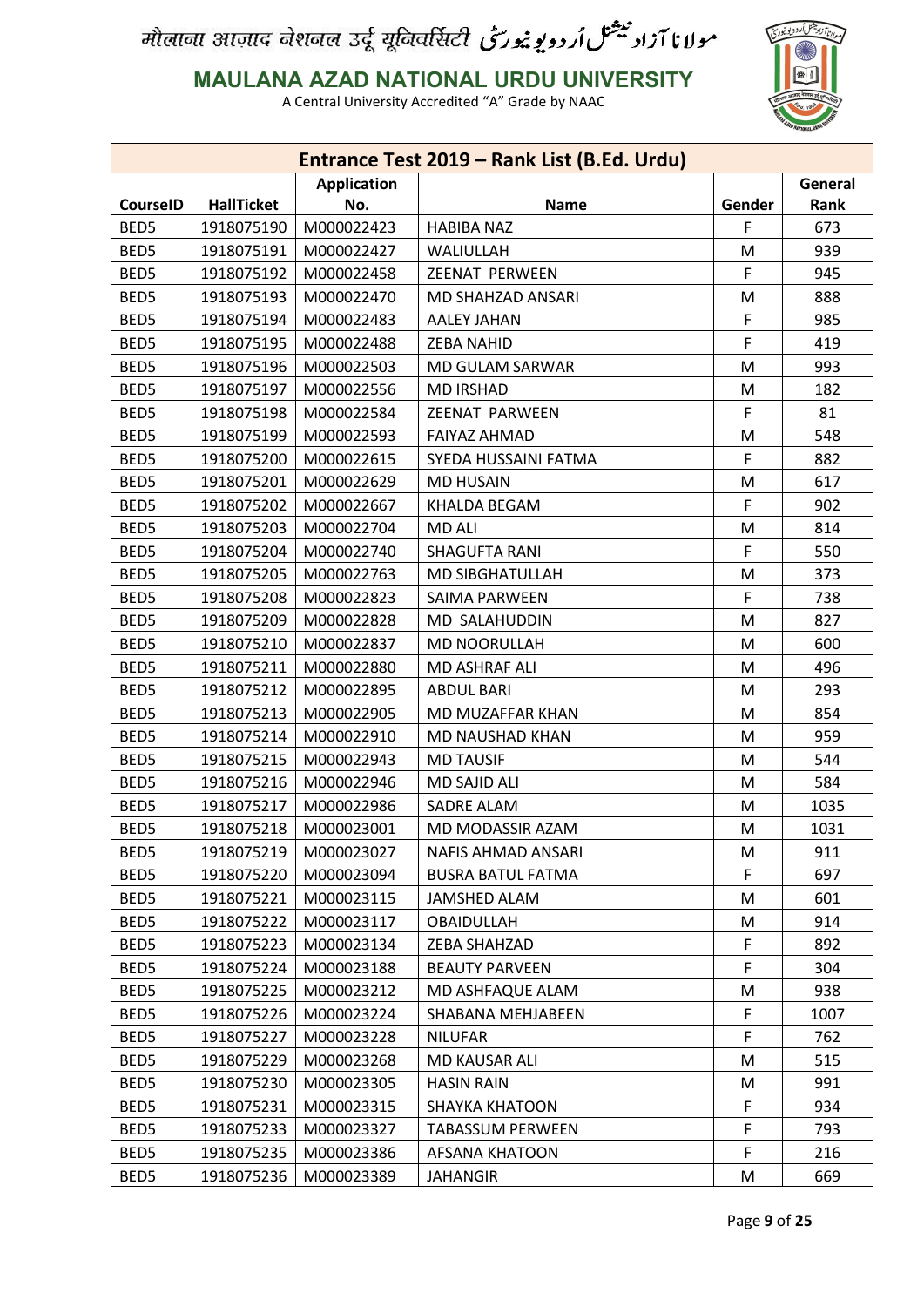मौलाना आज़ाद नेशनल उर्दू यूनिवर्सिटी مولانا آزاد نیشنل اُردو یونیورسٹی

**MAULANA AZAD NATIONAL URDU UNIVERSITY**

A Central University Accredited "A" Grade by NAAC

| Entrance Test 2019 – Rank List (B.Ed. Urdu) | | | | | |
|---|---|---|---|---|---|
| CourseID | HallTicket | Application No. | Name | Gender | General Rank |
| BED5 | 1918075190 | M000022423 | HABIBA NAZ | F | 673 |
| BED5 | 1918075191 | M000022427 | WALIULLAH | M | 939 |
| BED5 | 1918075192 | M000022458 | ZEENAT PERWEEN | F | 945 |
| BED5 | 1918075193 | M000022470 | MD SHAHZAD ANSARI | M | 888 |
| BED5 | 1918075194 | M000022483 | AALEY JAHAN | F | 985 |
| BED5 | 1918075195 | M000022488 | ZEBA NAHID | F | 419 |
| BED5 | 1918075196 | M000022503 | MD GULAM SARWAR | M | 993 |
| BED5 | 1918075197 | M000022556 | MD IRSHAD | M | 182 |
| BED5 | 1918075198 | M000022584 | ZEENAT PARWEEN | F | 81 |
| BED5 | 1918075199 | M000022593 | FAIYAZ AHMAD | M | 548 |
| BED5 | 1918075200 | M000022615 | SYEDA HUSSAINI FATMA | F | 882 |
| BED5 | 1918075201 | M000022629 | MD HUSAIN | M | 617 |
| BED5 | 1918075202 | M000022667 | KHALDA BEGAM | F | 902 |
| BED5 | 1918075203 | M000022704 | MD ALI | M | 814 |
| BED5 | 1918075204 | M000022740 | SHAGUFTA RANI | F | 550 |
| BED5 | 1918075205 | M000022763 | MD SIBGHATULLAH | M | 373 |
| BED5 | 1918075208 | M000022823 | SAIMA PARWEEN | F | 738 |
| BED5 | 1918075209 | M000022828 | MD SALAHUDDIN | M | 827 |
| BED5 | 1918075210 | M000022837 | MD NOORULLAH | M | 600 |
| BED5 | 1918075211 | M000022880 | MD ASHRAF ALI | M | 496 |
| BED5 | 1918075212 | M000022895 | ABDUL BARI | M | 293 |
| BED5 | 1918075213 | M000022905 | MD MUZAFFAR KHAN | M | 854 |
| BED5 | 1918075214 | M000022910 | MD NAUSHAD KHAN | M | 959 |
| BED5 | 1918075215 | M000022943 | MD TAUSIF | M | 544 |
| BED5 | 1918075216 | M000022946 | MD SAJID ALI | M | 584 |
| BED5 | 1918075217 | M000022986 | SADRE ALAM | M | 1035 |
| BED5 | 1918075218 | M000023001 | MD MODASSIR AZAM | M | 1031 |
| BED5 | 1918075219 | M000023027 | NAFIS AHMAD ANSARI | M | 911 |
| BED5 | 1918075220 | M000023094 | BUSRA BATUL FATMA | F | 697 |
| BED5 | 1918075221 | M000023115 | JAMSHED ALAM | M | 601 |
| BED5 | 1918075222 | M000023117 | OBAIDULLAH | M | 914 |
| BED5 | 1918075223 | M000023134 | ZEBA SHAHZAD | F | 892 |
| BED5 | 1918075224 | M000023188 | BEAUTY PARVEEN | F | 304 |
| BED5 | 1918075225 | M000023212 | MD ASHFAQUE ALAM | M | 938 |
| BED5 | 1918075226 | M000023224 | SHABANA MEHJABEEN | F | 1007 |
| BED5 | 1918075227 | M000023228 | NILUFAR | F | 762 |
| BED5 | 1918075229 | M000023268 | MD KAUSAR ALI | M | 515 |
| BED5 | 1918075230 | M000023305 | HASIN RAIN | M | 991 |
| BED5 | 1918075231 | M000023315 | SHAYKA KHATOON | F | 934 |
| BED5 | 1918075233 | M000023327 | TABASSUM PERWEEN | F | 793 |
| BED5 | 1918075235 | M000023386 | AFSANA KHATOON | F | 216 |
| BED5 | 1918075236 | M000023389 | JAHANGIR | M | 669 |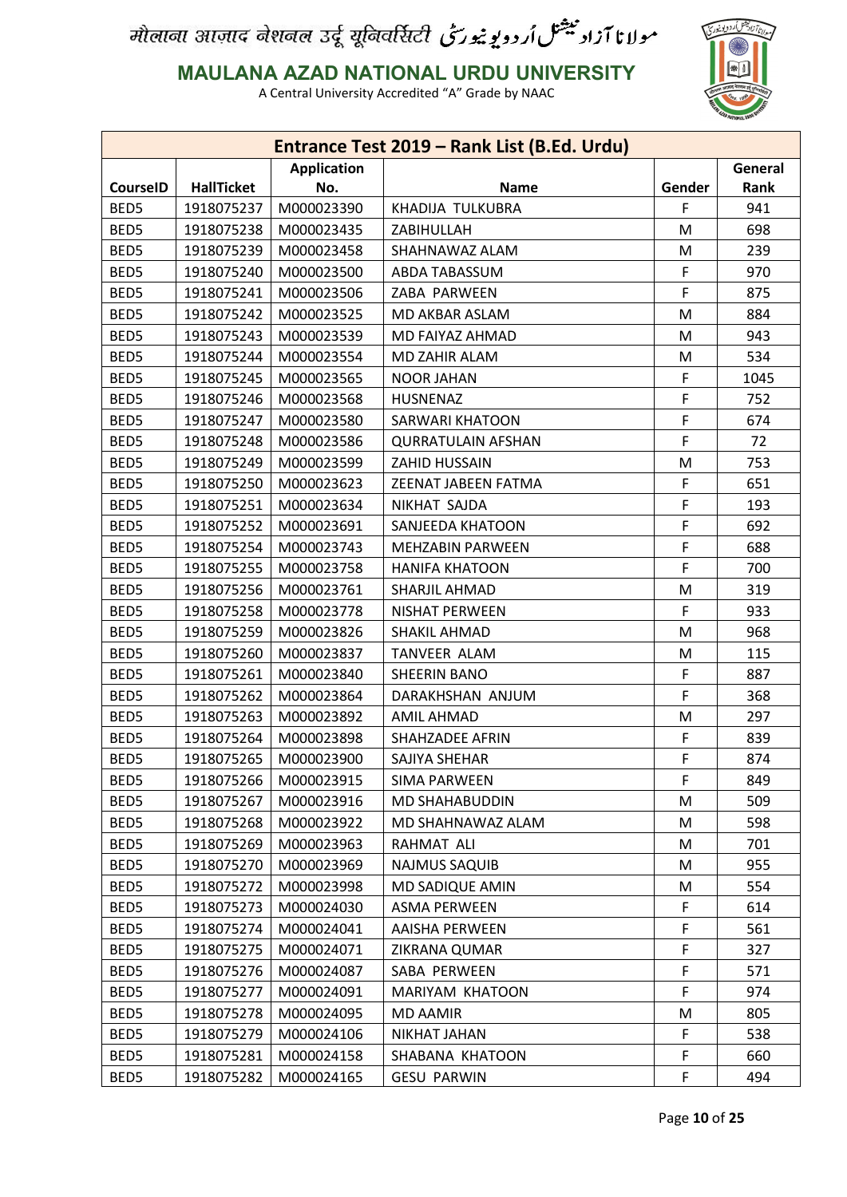मौलाना आज़ाद नेशनल उर्दू यूनिवर्सिटी مولانا آزاد نیشنل اردو یونیورسٹی

**MAULANA AZAD NATIONAL URDU UNIVERSITY**

A Central University Accredited "A" Grade by NAAC

| Entrance Test 2019 – Rank List (B.Ed. Urdu) | | | | | |
|---|---|---|---|---|---|
| **CourseID** | **HallTicket** | **Application No.** | **Name** | **Gender** | **General Rank** |
| BED5 | 1918075237 | M000023390 | KHADIJA TULKUBRA | F | 941 |
| BED5 | 1918075238 | M000023435 | ZABIHULLAH | M | 698 |
| BED5 | 1918075239 | M000023458 | SHAHNAWAZ ALAM | M | 239 |
| BED5 | 1918075240 | M000023500 | ABDA TABASSUM | F | 970 |
| BED5 | 1918075241 | M000023506 | ZABA PARWEEN | F | 875 |
| BED5 | 1918075242 | M000023525 | MD AKBAR ASLAM | M | 884 |
| BED5 | 1918075243 | M000023539 | MD FAIYAZ AHMAD | M | 943 |
| BED5 | 1918075244 | M000023554 | MD ZAHIR ALAM | M | 534 |
| BED5 | 1918075245 | M000023565 | NOOR JAHAN | F | 1045 |
| BED5 | 1918075246 | M000023568 | HUSNENAZ | F | 752 |
| BED5 | 1918075247 | M000023580 | SARWARI KHATOON | F | 674 |
| BED5 | 1918075248 | M000023586 | QURRATULAIN AFSHAN | F | 72 |
| BED5 | 1918075249 | M000023599 | ZAHID HUSSAIN | M | 753 |
| BED5 | 1918075250 | M000023623 | ZEENAT JABEEN FATMA | F | 651 |
| BED5 | 1918075251 | M000023634 | NIKHAT SAJDA | F | 193 |
| BED5 | 1918075252 | M000023691 | SANJEEDA KHATOON | F | 692 |
| BED5 | 1918075254 | M000023743 | MEHZABIN PARWEEN | F | 688 |
| BED5 | 1918075255 | M000023758 | HANIFA KHATOON | F | 700 |
| BED5 | 1918075256 | M000023761 | SHARJIL AHMAD | M | 319 |
| BED5 | 1918075258 | M000023778 | NISHAT PERWEEN | F | 933 |
| BED5 | 1918075259 | M000023826 | SHAKIL AHMAD | M | 968 |
| BED5 | 1918075260 | M000023837 | TANVEER ALAM | M | 115 |
| BED5 | 1918075261 | M000023840 | SHEERIN BANO | F | 887 |
| BED5 | 1918075262 | M000023864 | DARAKHSHAN ANJUM | F | 368 |
| BED5 | 1918075263 | M000023892 | AMIL AHMAD | M | 297 |
| BED5 | 1918075264 | M000023898 | SHAHZADEE AFRIN | F | 839 |
| BED5 | 1918075265 | M000023900 | SAJIYA SHEHAR | F | 874 |
| BED5 | 1918075266 | M000023915 | SIMA PARWEEN | F | 849 |
| BED5 | 1918075267 | M000023916 | MD SHAHABUDDIN | M | 509 |
| BED5 | 1918075268 | M000023922 | MD SHAHNAWAZ ALAM | M | 598 |
| BED5 | 1918075269 | M000023963 | RAHMAT ALI | M | 701 |
| BED5 | 1918075270 | M000023969 | NAJMUS SAQUIB | M | 955 |
| BED5 | 1918075272 | M000023998 | MD SADIQUE AMIN | M | 554 |
| BED5 | 1918075273 | M000024030 | ASMA PERWEEN | F | 614 |
| BED5 | 1918075274 | M000024041 | AAISHA PERWEEN | F | 561 |
| BED5 | 1918075275 | M000024071 | ZIKRANA QUMAR | F | 327 |
| BED5 | 1918075276 | M000024087 | SABA PERWEEN | F | 571 |
| BED5 | 1918075277 | M000024091 | MARIYAM KHATOON | F | 974 |
| BED5 | 1918075278 | M000024095 | MD AAMIR | M | 805 |
| BED5 | 1918075279 | M000024106 | NIKHAT JAHAN | F | 538 |
| BED5 | 1918075281 | M000024158 | SHABANA KHATOON | F | 660 |
| BED5 | 1918075282 | M000024165 | GESU PARWIN | F | 494 |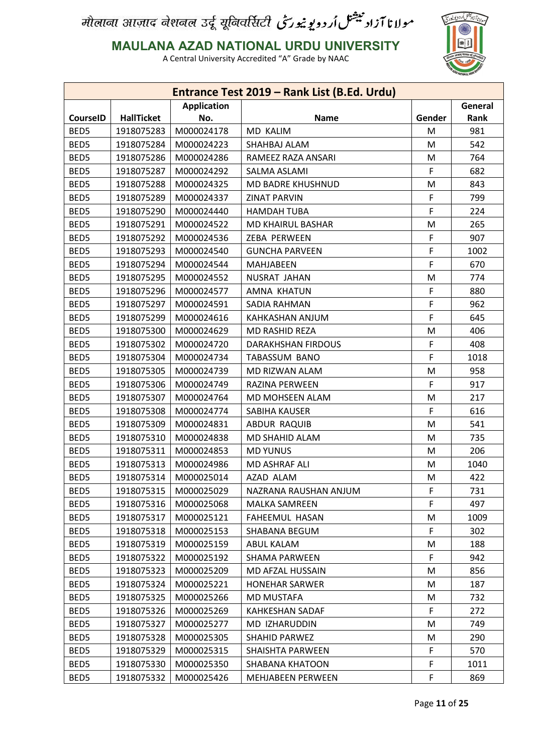मौलाना आज़ाद नेशनल उर्दू यूनिवर्सिटी مولانا آزاد نیشنل اردو یونیورسٹی

**MAULANA AZAD NATIONAL URDU UNIVERSITY**

A Central University Accredited "A" Grade by NAAC

| Entrance Test 2019 – Rank List (B.Ed. Urdu) | | | | | |
|---|---|---|---|---|---|
| **CourseID** | **HallTicket** | **Application No.** | **Name** | **Gender** | **General Rank** |
| BED5 | 1918075283 | M000024178 | MD KALIM | M | 981 |
| BED5 | 1918075284 | M000024223 | SHAHBAJ ALAM | M | 542 |
| BED5 | 1918075286 | M000024286 | RAMEEZ RAZA ANSARI | M | 764 |
| BED5 | 1918075287 | M000024292 | SALMA ASLAMI | F | 682 |
| BED5 | 1918075288 | M000024325 | MD BADRE KHUSHNUD | M | 843 |
| BED5 | 1918075289 | M000024337 | ZINAT PARVIN | F | 799 |
| BED5 | 1918075290 | M000024440 | HAMDAH TUBA | F | 224 |
| BED5 | 1918075291 | M000024522 | MD KHAIRUL BASHAR | M | 265 |
| BED5 | 1918075292 | M000024536 | ZEBA PERWEEN | F | 907 |
| BED5 | 1918075293 | M000024540 | GUNCHA PARVEEN | F | 1002 |
| BED5 | 1918075294 | M000024544 | MAHJABEEN | F | 670 |
| BED5 | 1918075295 | M000024552 | NUSRAT JAHAN | M | 774 |
| BED5 | 1918075296 | M000024577 | AMNA KHATUN | F | 880 |
| BED5 | 1918075297 | M000024591 | SADIA RAHMAN | F | 962 |
| BED5 | 1918075299 | M000024616 | KAHKASHAN ANJUM | F | 645 |
| BED5 | 1918075300 | M000024629 | MD RASHID REZA | M | 406 |
| BED5 | 1918075302 | M000024720 | DARAKHSHAN FIRDOUS | F | 408 |
| BED5 | 1918075304 | M000024734 | TABASSUM BANO | F | 1018 |
| BED5 | 1918075305 | M000024739 | MD RIZWAN ALAM | M | 958 |
| BED5 | 1918075306 | M000024749 | RAZINA PERWEEN | F | 917 |
| BED5 | 1918075307 | M000024764 | MD MOHSEEN ALAM | M | 217 |
| BED5 | 1918075308 | M000024774 | SABIHA KAUSER | F | 616 |
| BED5 | 1918075309 | M000024831 | ABDUR RAQUIB | M | 541 |
| BED5 | 1918075310 | M000024838 | MD SHAHID ALAM | M | 735 |
| BED5 | 1918075311 | M000024853 | MD YUNUS | M | 206 |
| BED5 | 1918075313 | M000024986 | MD ASHRAF ALI | M | 1040 |
| BED5 | 1918075314 | M000025014 | AZAD ALAM | M | 422 |
| BED5 | 1918075315 | M000025029 | NAZRANA RAUSHAN ANJUM | F | 731 |
| BED5 | 1918075316 | M000025068 | MALKA SAMREEN | F | 497 |
| BED5 | 1918075317 | M000025121 | FAHEEMUL HASAN | M | 1009 |
| BED5 | 1918075318 | M000025153 | SHABANA BEGUM | F | 302 |
| BED5 | 1918075319 | M000025159 | ABUL KALAM | M | 188 |
| BED5 | 1918075322 | M000025192 | SHAMA PARWEEN | F | 942 |
| BED5 | 1918075323 | M000025209 | MD AFZAL HUSSAIN | M | 856 |
| BED5 | 1918075324 | M000025221 | HONEHAR SARWER | M | 187 |
| BED5 | 1918075325 | M000025266 | MD MUSTAFA | M | 732 |
| BED5 | 1918075326 | M000025269 | KAHKESHAN SADAF | F | 272 |
| BED5 | 1918075327 | M000025277 | MD IZHARUDDIN | M | 749 |
| BED5 | 1918075328 | M000025305 | SHAHID PARWEZ | M | 290 |
| BED5 | 1918075329 | M000025315 | SHAISHTA PARWEEN | F | 570 |
| BED5 | 1918075330 | M000025350 | SHABANA KHATOON | F | 1011 |
| BED5 | 1918075332 | M000025426 | MEHJABEEN PERWEEN | F | 869 |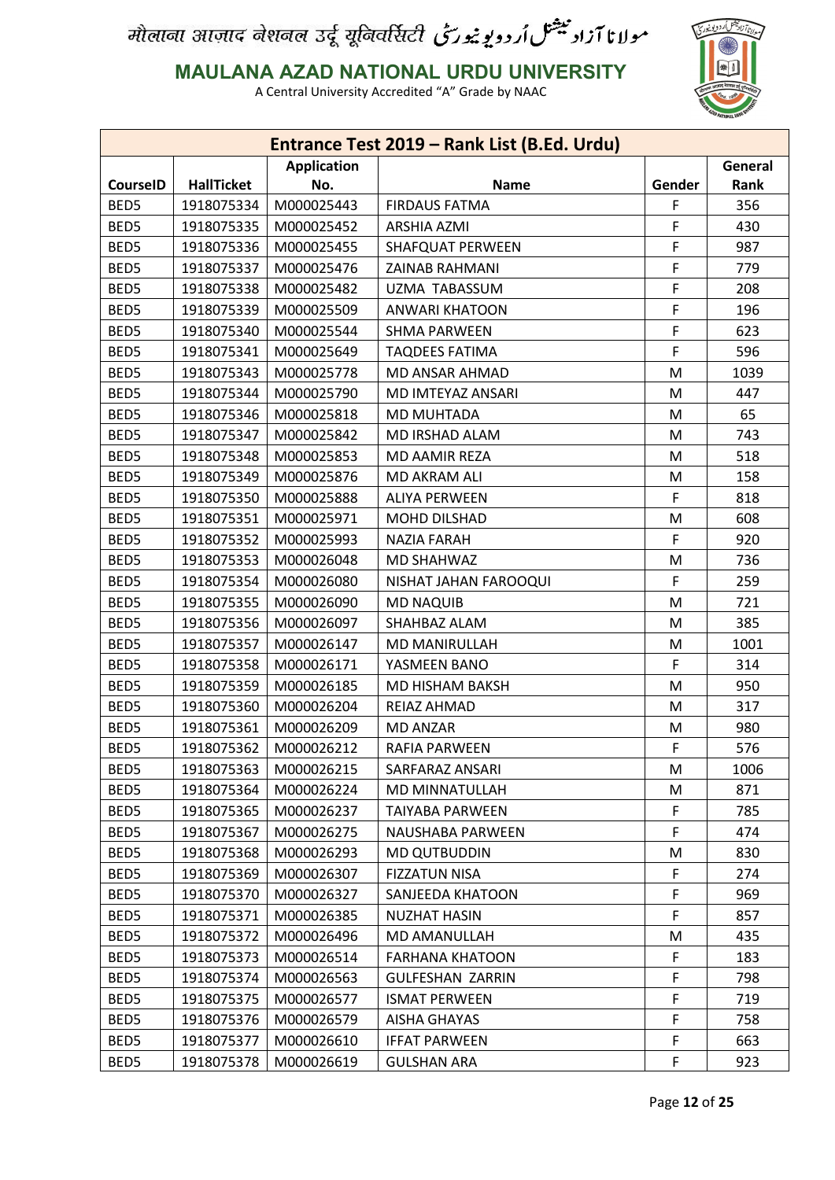# मौलाना आज़ाद नेशनल उर्दू यूनिवर्सिटी مولانا آزاد نیشنل اردو یونیورسٹی

## MAULANA AZAD NATIONAL URDU UNIVERSITY

A Central University Accredited "A" Grade by NAAC

| Entrance Test 2019 – Rank List (B.Ed. Urdu) | | | | | |
|---|---|---|---|---|---|
| CourseID | HallTicket | Application No. | Name | Gender | General Rank |
| BED5 | 1918075334 | M000025443 | FIRDAUS FATMA | F | 356 |
| BED5 | 1918075335 | M000025452 | ARSHIA AZMI | F | 430 |
| BED5 | 1918075336 | M000025455 | SHAFQUAT PERWEEN | F | 987 |
| BED5 | 1918075337 | M000025476 | ZAINAB RAHMANI | F | 779 |
| BED5 | 1918075338 | M000025482 | UZMA TABASSUM | F | 208 |
| BED5 | 1918075339 | M000025509 | ANWARI KHATOON | F | 196 |
| BED5 | 1918075340 | M000025544 | SHMA PARWEEN | F | 623 |
| BED5 | 1918075341 | M000025649 | TAQDEES FATIMA | F | 596 |
| BED5 | 1918075343 | M000025778 | MD ANSAR AHMAD | M | 1039 |
| BED5 | 1918075344 | M000025790 | MD IMTEYAZ ANSARI | M | 447 |
| BED5 | 1918075346 | M000025818 | MD MUHTADA | M | 65 |
| BED5 | 1918075347 | M000025842 | MD IRSHAD ALAM | M | 743 |
| BED5 | 1918075348 | M000025853 | MD AAMIR REZA | M | 518 |
| BED5 | 1918075349 | M000025876 | MD AKRAM ALI | M | 158 |
| BED5 | 1918075350 | M000025888 | ALIYA PERWEEN | F | 818 |
| BED5 | 1918075351 | M000025971 | MOHD DILSHAD | M | 608 |
| BED5 | 1918075352 | M000025993 | NAZIA FARAH | F | 920 |
| BED5 | 1918075353 | M000026048 | MD SHAHWAZ | M | 736 |
| BED5 | 1918075354 | M000026080 | NISHAT JAHAN FAROOQUI | F | 259 |
| BED5 | 1918075355 | M000026090 | MD NAQUIB | M | 721 |
| BED5 | 1918075356 | M000026097 | SHAHBAZ ALAM | M | 385 |
| BED5 | 1918075357 | M000026147 | MD MANIRULLAH | M | 1001 |
| BED5 | 1918075358 | M000026171 | YASMEEN BANO | F | 314 |
| BED5 | 1918075359 | M000026185 | MD HISHAM BAKSH | M | 950 |
| BED5 | 1918075360 | M000026204 | REIAZ AHMAD | M | 317 |
| BED5 | 1918075361 | M000026209 | MD ANZAR | M | 980 |
| BED5 | 1918075362 | M000026212 | RAFIA PARWEEN | F | 576 |
| BED5 | 1918075363 | M000026215 | SARFARAZ ANSARI | M | 1006 |
| BED5 | 1918075364 | M000026224 | MD MINNATULLAH | M | 871 |
| BED5 | 1918075365 | M000026237 | TAIYABA PARWEEN | F | 785 |
| BED5 | 1918075367 | M000026275 | NAUSHABA PARWEEN | F | 474 |
| BED5 | 1918075368 | M000026293 | MD QUTBUDDIN | M | 830 |
| BED5 | 1918075369 | M000026307 | FIZZATUN NISA | F | 274 |
| BED5 | 1918075370 | M000026327 | SANJEEDA KHATOON | F | 969 |
| BED5 | 1918075371 | M000026385 | NUZHAT HASIN | F | 857 |
| BED5 | 1918075372 | M000026496 | MD AMANULLAH | M | 435 |
| BED5 | 1918075373 | M000026514 | FARHANA KHATOON | F | 183 |
| BED5 | 1918075374 | M000026563 | GULFESHAN ZARRIN | F | 798 |
| BED5 | 1918075375 | M000026577 | ISMAT PERWEEN | F | 719 |
| BED5 | 1918075376 | M000026579 | AISHA GHAYAS | F | 758 |
| BED5 | 1918075377 | M000026610 | IFFAT PARWEEN | F | 663 |
| BED5 | 1918075378 | M000026619 | GULSHAN ARA | F | 923 |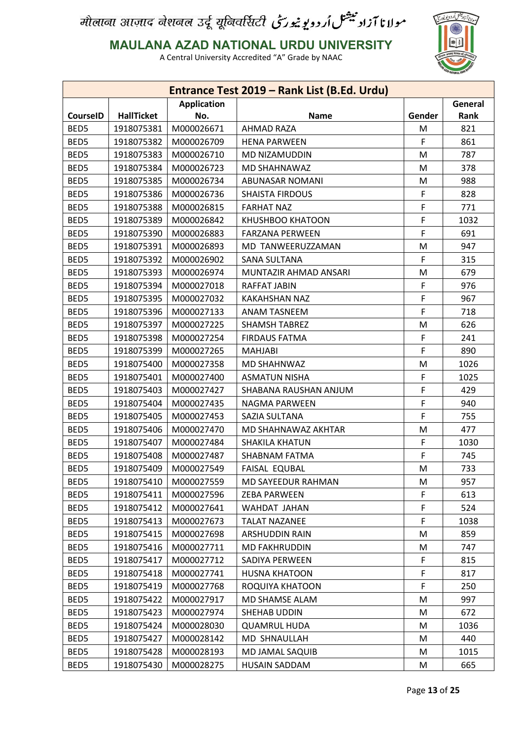मौलाना आज़ाद नेशनल उर्दू यूनिवर्सिटी مولانا آزاد نیشنل اُردو یونیورسٹی

**MAULANA AZAD NATIONAL URDU UNIVERSITY**

A Central University Accredited "A" Grade by NAAC

| Entrance Test 2019 – Rank List (B.Ed. Urdu) | | | | | |
|---|---|---|---|---|---|
| **CourseID** | **HallTicket** | **Application No.** | **Name** | **Gender** | **General Rank** |
| BED5 | 1918075381 | M000026671 | AHMAD RAZA | M | 821 |
| BED5 | 1918075382 | M000026709 | HENA PARWEEN | F | 861 |
| BED5 | 1918075383 | M000026710 | MD NIZAMUDDIN | M | 787 |
| BED5 | 1918075384 | M000026723 | MD SHAHNAWAZ | M | 378 |
| BED5 | 1918075385 | M000026734 | ABUNASAR NOMANI | M | 988 |
| BED5 | 1918075386 | M000026736 | SHAISTA FIRDOUS | F | 828 |
| BED5 | 1918075388 | M000026815 | FARHAT NAZ | F | 771 |
| BED5 | 1918075389 | M000026842 | KHUSHBOO KHATOON | F | 1032 |
| BED5 | 1918075390 | M000026883 | FARZANA PERWEEN | F | 691 |
| BED5 | 1918075391 | M000026893 | MD TANWEERUZZAMAN | M | 947 |
| BED5 | 1918075392 | M000026902 | SANA SULTANA | F | 315 |
| BED5 | 1918075393 | M000026974 | MUNTAZIR AHMAD ANSARI | M | 679 |
| BED5 | 1918075394 | M000027018 | RAFFAT JABIN | F | 976 |
| BED5 | 1918075395 | M000027032 | KAKAHSHAN NAZ | F | 967 |
| BED5 | 1918075396 | M000027133 | ANAM TASNEEM | F | 718 |
| BED5 | 1918075397 | M000027225 | SHAMSH TABREZ | M | 626 |
| BED5 | 1918075398 | M000027254 | FIRDAUS FATMA | F | 241 |
| BED5 | 1918075399 | M000027265 | MAHJABI | F | 890 |
| BED5 | 1918075400 | M000027358 | MD SHAHNWAZ | M | 1026 |
| BED5 | 1918075401 | M000027400 | ASMATUN NISHA | F | 1025 |
| BED5 | 1918075403 | M000027427 | SHABANA RAUSHAN ANJUM | F | 429 |
| BED5 | 1918075404 | M000027435 | NAGMA PARWEEN | F | 940 |
| BED5 | 1918075405 | M000027453 | SAZIA SULTANA | F | 755 |
| BED5 | 1918075406 | M000027470 | MD SHAHNAWAZ AKHTAR | M | 477 |
| BED5 | 1918075407 | M000027484 | SHAKILA KHATUN | F | 1030 |
| BED5 | 1918075408 | M000027487 | SHABNAM FATMA | F | 745 |
| BED5 | 1918075409 | M000027549 | FAISAL EQUBAL | M | 733 |
| BED5 | 1918075410 | M000027559 | MD SAYEEDUR RAHMAN | M | 957 |
| BED5 | 1918075411 | M000027596 | ZEBA PARWEEN | F | 613 |
| BED5 | 1918075412 | M000027641 | WAHDAT JAHAN | F | 524 |
| BED5 | 1918075413 | M000027673 | TALAT NAZANEE | F | 1038 |
| BED5 | 1918075415 | M000027698 | ARSHUDDIN RAIN | M | 859 |
| BED5 | 1918075416 | M000027711 | MD FAKHRUDDIN | M | 747 |
| BED5 | 1918075417 | M000027712 | SADIYA PERWEEN | F | 815 |
| BED5 | 1918075418 | M000027741 | HUSNA KHATOON | F | 817 |
| BED5 | 1918075419 | M000027768 | ROQUIYA KHATOON | F | 250 |
| BED5 | 1918075422 | M000027917 | MD SHAMSE ALAM | M | 997 |
| BED5 | 1918075423 | M000027974 | SHEHAB UDDIN | M | 672 |
| BED5 | 1918075424 | M000028030 | QUAMRUL HUDA | M | 1036 |
| BED5 | 1918075427 | M000028142 | MD SHNAULLAH | M | 440 |
| BED5 | 1918075428 | M000028193 | MD JAMAL SAQUIB | M | 1015 |
| BED5 | 1918075430 | M000028275 | HUSAIN SADDAM | M | 665 |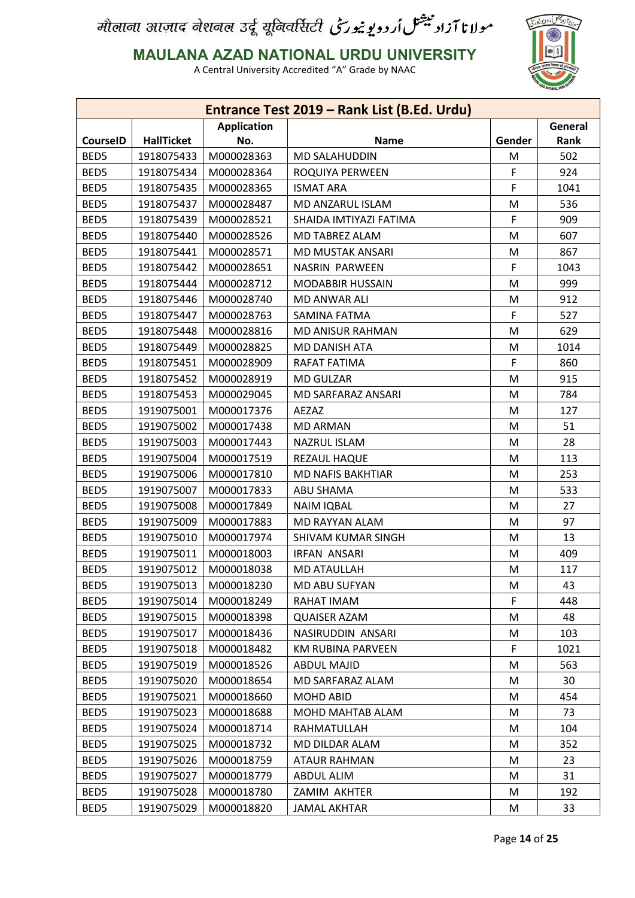# मौलाना आज़ाद नेशनल उर्दू यूनिवर्सिटी مولانا آزاد نیشنل اردو یونیورسٹی

**MAULANA AZAD NATIONAL URDU UNIVERSITY**

A Central University Accredited "A" Grade by NAAC

| Entrance Test 2019 – Rank List (B.Ed. Urdu) | | | | | |
|---|---|---|---|---|---|
| **CourseID** | **HallTicket** | **Application No.** | **Name** | **Gender** | **General Rank** |
| BED5 | 1918075433 | M000028363 | MD SALAHUDDIN | M | 502 |
| BED5 | 1918075434 | M000028364 | ROQUIYA PERWEEN | F | 924 |
| BED5 | 1918075435 | M000028365 | ISMAT ARA | F | 1041 |
| BED5 | 1918075437 | M000028487 | MD ANZARUL ISLAM | M | 536 |
| BED5 | 1918075439 | M000028521 | SHAIDA IMTIYAZI FATIMA | F | 909 |
| BED5 | 1918075440 | M000028526 | MD TABREZ ALAM | M | 607 |
| BED5 | 1918075441 | M000028571 | MD MUSTAK ANSARI | M | 867 |
| BED5 | 1918075442 | M000028651 | NASRIN PARWEEN | F | 1043 |
| BED5 | 1918075444 | M000028712 | MODABBIR HUSSAIN | M | 999 |
| BED5 | 1918075446 | M000028740 | MD ANWAR ALI | M | 912 |
| BED5 | 1918075447 | M000028763 | SAMINA FATMA | F | 527 |
| BED5 | 1918075448 | M000028816 | MD ANISUR RAHMAN | M | 629 |
| BED5 | 1918075449 | M000028825 | MD DANISH ATA | M | 1014 |
| BED5 | 1918075451 | M000028909 | RAFAT FATIMA | F | 860 |
| BED5 | 1918075452 | M000028919 | MD GULZAR | M | 915 |
| BED5 | 1918075453 | M000029045 | MD SARFARAZ ANSARI | M | 784 |
| BED5 | 1919075001 | M000017376 | AEZAZ | M | 127 |
| BED5 | 1919075002 | M000017438 | MD ARMAN | M | 51 |
| BED5 | 1919075003 | M000017443 | NAZRUL ISLAM | M | 28 |
| BED5 | 1919075004 | M000017519 | REZAUL HAQUE | M | 113 |
| BED5 | 1919075006 | M000017810 | MD NAFIS BAKHTIAR | M | 253 |
| BED5 | 1919075007 | M000017833 | ABU SHAMA | M | 533 |
| BED5 | 1919075008 | M000017849 | NAIM IQBAL | M | 27 |
| BED5 | 1919075009 | M000017883 | MD RAYYAN ALAM | M | 97 |
| BED5 | 1919075010 | M000017974 | SHIVAM KUMAR SINGH | M | 13 |
| BED5 | 1919075011 | M000018003 | IRFAN ANSARI | M | 409 |
| BED5 | 1919075012 | M000018038 | MD ATAULLAH | M | 117 |
| BED5 | 1919075013 | M000018230 | MD ABU SUFYAN | M | 43 |
| BED5 | 1919075014 | M000018249 | RAHAT IMAM | F | 448 |
| BED5 | 1919075015 | M000018398 | QUAISER AZAM | M | 48 |
| BED5 | 1919075017 | M000018436 | NASIRUDDIN ANSARI | M | 103 |
| BED5 | 1919075018 | M000018482 | KM RUBINA PARVEEN | F | 1021 |
| BED5 | 1919075019 | M000018526 | ABDUL MAJID | M | 563 |
| BED5 | 1919075020 | M000018654 | MD SARFARAZ ALAM | M | 30 |
| BED5 | 1919075021 | M000018660 | MOHD ABID | M | 454 |
| BED5 | 1919075023 | M000018688 | MOHD MAHTAB ALAM | M | 73 |
| BED5 | 1919075024 | M000018714 | RAHMATULLAH | M | 104 |
| BED5 | 1919075025 | M000018732 | MD DILDAR ALAM | M | 352 |
| BED5 | 1919075026 | M000018759 | ATAUR RAHMAN | M | 23 |
| BED5 | 1919075027 | M000018779 | ABDUL ALIM | M | 31 |
| BED5 | 1919075028 | M000018780 | ZAMIM AKHTER | M | 192 |
| BED5 | 1919075029 | M000018820 | JAMAL AKHTAR | M | 33 |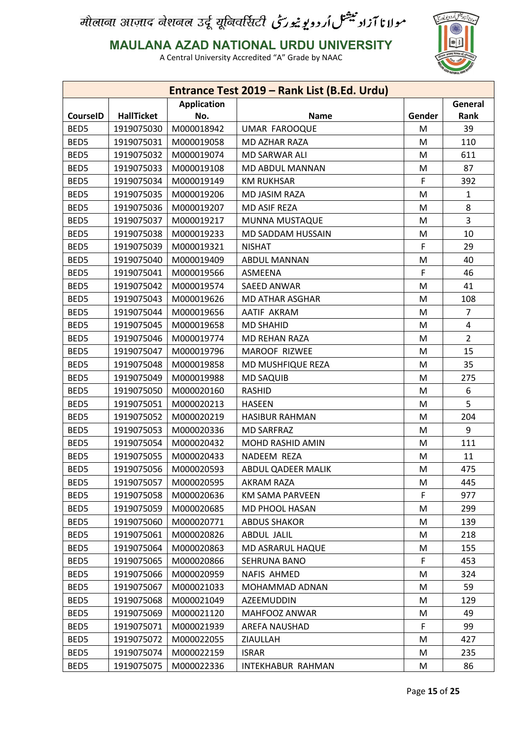मौलाना आज़ाद नेशनल उर्दू यूनिवर्सिटी مولانا آزاد نیشنل اردو یونیورسٹی

**MAULANA AZAD NATIONAL URDU UNIVERSITY**

A Central University Accredited "A" Grade by NAAC

| Entrance Test 2019 – Rank List (B.Ed. Urdu) | | | | | |
|---|---|---|---|---|---|
| **CourseID** | **HallTicket** | **Application No.** | **Name** | **Gender** | **General Rank** |
| BED5 | 1919075030 | M000018942 | UMAR FAROOQUE | M | 39 |
| BED5 | 1919075031 | M000019058 | MD AZHAR RAZA | M | 110 |
| BED5 | 1919075032 | M000019074 | MD SARWAR ALI | M | 611 |
| BED5 | 1919075033 | M000019108 | MD ABDUL MANNAN | M | 87 |
| BED5 | 1919075034 | M000019149 | KM RUKHSAR | F | 392 |
| BED5 | 1919075035 | M000019206 | MD JASIM RAZA | M | 1 |
| BED5 | 1919075036 | M000019207 | MD ASIF REZA | M | 8 |
| BED5 | 1919075037 | M000019217 | MUNNA MUSTAQUE | M | 3 |
| BED5 | 1919075038 | M000019233 | MD SADDAM HUSSAIN | M | 10 |
| BED5 | 1919075039 | M000019321 | NISHAT | F | 29 |
| BED5 | 1919075040 | M000019409 | ABDUL MANNAN | M | 40 |
| BED5 | 1919075041 | M000019566 | ASMEENA | F | 46 |
| BED5 | 1919075042 | M000019574 | SAEED ANWAR | M | 41 |
| BED5 | 1919075043 | M000019626 | MD ATHAR ASGHAR | M | 108 |
| BED5 | 1919075044 | M000019656 | AATIF AKRAM | M | 7 |
| BED5 | 1919075045 | M000019658 | MD SHAHID | M | 4 |
| BED5 | 1919075046 | M000019774 | MD REHAN RAZA | M | 2 |
| BED5 | 1919075047 | M000019796 | MAROOF RIZWEE | M | 15 |
| BED5 | 1919075048 | M000019858 | MD MUSHFIQUE REZA | M | 35 |
| BED5 | 1919075049 | M000019988 | MD SAQUIB | M | 275 |
| BED5 | 1919075050 | M000020160 | RASHID | M | 6 |
| BED5 | 1919075051 | M000020213 | HASEEN | M | 5 |
| BED5 | 1919075052 | M000020219 | HASIBUR RAHMAN | M | 204 |
| BED5 | 1919075053 | M000020336 | MD SARFRAZ | M | 9 |
| BED5 | 1919075054 | M000020432 | MOHD RASHID AMIN | M | 111 |
| BED5 | 1919075055 | M000020433 | NADEEM REZA | M | 11 |
| BED5 | 1919075056 | M000020593 | ABDUL QADEER MALIK | M | 475 |
| BED5 | 1919075057 | M000020595 | AKRAM RAZA | M | 445 |
| BED5 | 1919075058 | M000020636 | KM SAMA PARVEEN | F | 977 |
| BED5 | 1919075059 | M000020685 | MD PHOOL HASAN | M | 299 |
| BED5 | 1919075060 | M000020771 | ABDUS SHAKOR | M | 139 |
| BED5 | 1919075061 | M000020826 | ABDUL JALIL | M | 218 |
| BED5 | 1919075064 | M000020863 | MD ASRARUL HAQUE | M | 155 |
| BED5 | 1919075065 | M000020866 | SEHRUNA BANO | F | 453 |
| BED5 | 1919075066 | M000020959 | NAFIS AHMED | M | 324 |
| BED5 | 1919075067 | M000021033 | MOHAMMAD ADNAN | M | 59 |
| BED5 | 1919075068 | M000021049 | AZEEMUDDIN | M | 129 |
| BED5 | 1919075069 | M000021120 | MAHFOOZ ANWAR | M | 49 |
| BED5 | 1919075071 | M000021939 | AREFA NAUSHAD | F | 99 |
| BED5 | 1919075072 | M000022055 | ZIAULLAH | M | 427 |
| BED5 | 1919075074 | M000022159 | ISRAR | M | 235 |
| BED5 | 1919075075 | M000022336 | INTEKHABUR RAHMAN | M | 86 |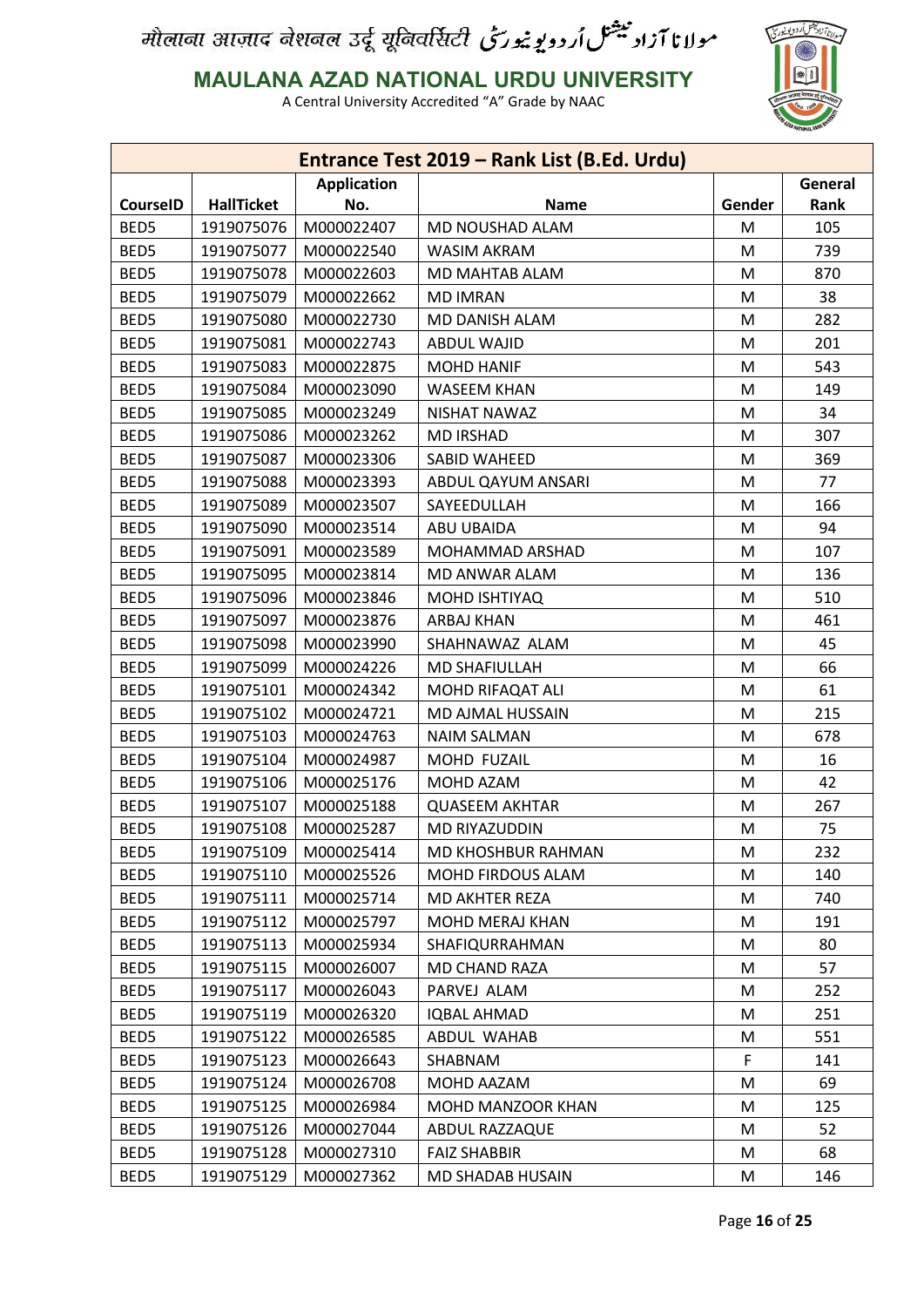मौलाना आज़ाद नेशनल उर्दू यूनिवर्सिटी مولانا آزاد نیشنل اُردو یونیورسٹی

**MAULANA AZAD NATIONAL URDU UNIVERSITY**

A Central University Accredited "A" Grade by NAAC

| Entrance Test 2019 – Rank List (B.Ed. Urdu) | | | | | |
|---|---|---|---|---|---|
| **CourseID** | **HallTicket** | **Application No.** | **Name** | **Gender** | **General Rank** |
| BED5 | 1919075076 | M000022407 | MD NOUSHAD ALAM | M | 105 |
| BED5 | 1919075077 | M000022540 | WASIM AKRAM | M | 739 |
| BED5 | 1919075078 | M000022603 | MD MAHTAB ALAM | M | 870 |
| BED5 | 1919075079 | M000022662 | MD IMRAN | M | 38 |
| BED5 | 1919075080 | M000022730 | MD DANISH ALAM | M | 282 |
| BED5 | 1919075081 | M000022743 | ABDUL WAJID | M | 201 |
| BED5 | 1919075083 | M000022875 | MOHD HANIF | M | 543 |
| BED5 | 1919075084 | M000023090 | WASEEM KHAN | M | 149 |
| BED5 | 1919075085 | M000023249 | NISHAT NAWAZ | M | 34 |
| BED5 | 1919075086 | M000023262 | MD IRSHAD | M | 307 |
| BED5 | 1919075087 | M000023306 | SABID WAHEED | M | 369 |
| BED5 | 1919075088 | M000023393 | ABDUL QAYUM ANSARI | M | 77 |
| BED5 | 1919075089 | M000023507 | SAYEEDULLAH | M | 166 |
| BED5 | 1919075090 | M000023514 | ABU UBAIDA | M | 94 |
| BED5 | 1919075091 | M000023589 | MOHAMMAD ARSHAD | M | 107 |
| BED5 | 1919075095 | M000023814 | MD ANWAR ALAM | M | 136 |
| BED5 | 1919075096 | M000023846 | MOHD ISHTIYAQ | M | 510 |
| BED5 | 1919075097 | M000023876 | ARBAJ KHAN | M | 461 |
| BED5 | 1919075098 | M000023990 | SHAHNAWAZ ALAM | M | 45 |
| BED5 | 1919075099 | M000024226 | MD SHAFIULLAH | M | 66 |
| BED5 | 1919075101 | M000024342 | MOHD RIFAQAT ALI | M | 61 |
| BED5 | 1919075102 | M000024721 | MD AJMAL HUSSAIN | M | 215 |
| BED5 | 1919075103 | M000024763 | NAIM SALMAN | M | 678 |
| BED5 | 1919075104 | M000024987 | MOHD FUZAIL | M | 16 |
| BED5 | 1919075106 | M000025176 | MOHD AZAM | M | 42 |
| BED5 | 1919075107 | M000025188 | QUASEEM AKHTAR | M | 267 |
| BED5 | 1919075108 | M000025287 | MD RIYAZUDDIN | M | 75 |
| BED5 | 1919075109 | M000025414 | MD KHOSHBUR RAHMAN | M | 232 |
| BED5 | 1919075110 | M000025526 | MOHD FIRDOUS ALAM | M | 140 |
| BED5 | 1919075111 | M000025714 | MD AKHTER REZA | M | 740 |
| BED5 | 1919075112 | M000025797 | MOHD MERAJ KHAN | M | 191 |
| BED5 | 1919075113 | M000025934 | SHAFIQURRAHMAN | M | 80 |
| BED5 | 1919075115 | M000026007 | MD CHAND RAZA | M | 57 |
| BED5 | 1919075117 | M000026043 | PARVEJ ALAM | M | 252 |
| BED5 | 1919075119 | M000026320 | IQBAL AHMAD | M | 251 |
| BED5 | 1919075122 | M000026585 | ABDUL WAHAB | M | 551 |
| BED5 | 1919075123 | M000026643 | SHABNAM | F | 141 |
| BED5 | 1919075124 | M000026708 | MOHD AAZAM | M | 69 |
| BED5 | 1919075125 | M000026984 | MOHD MANZOOR KHAN | M | 125 |
| BED5 | 1919075126 | M000027044 | ABDUL RAZZAQUE | M | 52 |
| BED5 | 1919075128 | M000027310 | FAIZ SHABBIR | M | 68 |
| BED5 | 1919075129 | M000027362 | MD SHADAB HUSAIN | M | 146 |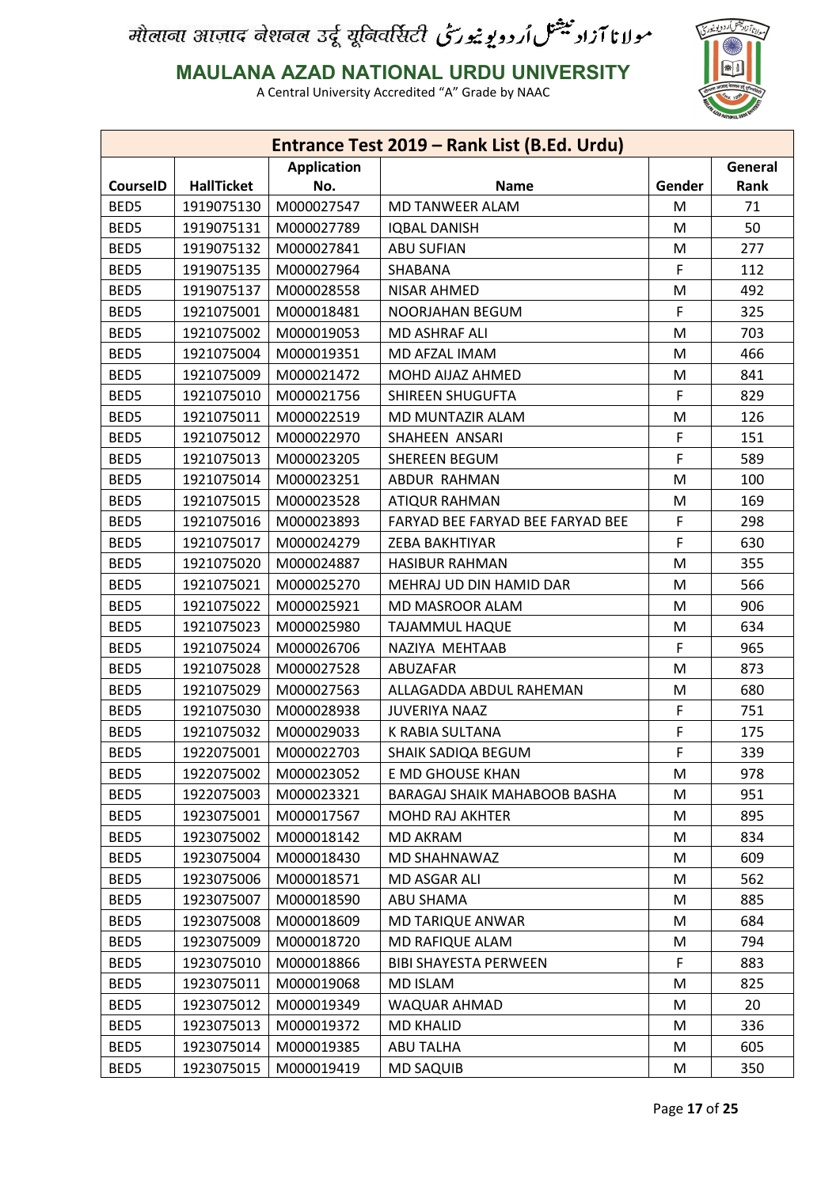मौलाना आज़ाद नेशनल उर्दू यूनिवर्सिटी مولانا آزاد نیشنل اُردو یونیورسٹی

**MAULANA AZAD NATIONAL URDU UNIVERSITY**

A Central University Accredited "A" Grade by NAAC

| Entrance Test 2019 – Rank List (B.Ed. Urdu) | | | | | |
|---|---|---|---|---|---|
| **CourseID** | **HallTicket** | **Application No.** | **Name** | **Gender** | **General Rank** |
| BED5 | 1919075130 | M000027547 | MD TANWEER ALAM | M | 71 |
| BED5 | 1919075131 | M000027789 | IQBAL DANISH | M | 50 |
| BED5 | 1919075132 | M000027841 | ABU SUFIAN | M | 277 |
| BED5 | 1919075135 | M000027964 | SHABANA | F | 112 |
| BED5 | 1919075137 | M000028558 | NISAR AHMED | M | 492 |
| BED5 | 1921075001 | M000018481 | NOORJAHAN BEGUM | F | 325 |
| BED5 | 1921075002 | M000019053 | MD ASHRAF ALI | M | 703 |
| BED5 | 1921075004 | M000019351 | MD AFZAL IMAM | M | 466 |
| BED5 | 1921075009 | M000021472 | MOHD AIJAZ AHMED | M | 841 |
| BED5 | 1921075010 | M000021756 | SHIREEN SHUGUFTA | F | 829 |
| BED5 | 1921075011 | M000022519 | MD MUNTAZIR ALAM | M | 126 |
| BED5 | 1921075012 | M000022970 | SHAHEEN ANSARI | F | 151 |
| BED5 | 1921075013 | M000023205 | SHEREEN BEGUM | F | 589 |
| BED5 | 1921075014 | M000023251 | ABDUR RAHMAN | M | 100 |
| BED5 | 1921075015 | M000023528 | ATIQUR RAHMAN | M | 169 |
| BED5 | 1921075016 | M000023893 | FARYAD BEE FARYAD BEE FARYAD BEE | F | 298 |
| BED5 | 1921075017 | M000024279 | ZEBA BAKHTIYAR | F | 630 |
| BED5 | 1921075020 | M000024887 | HASIBUR RAHMAN | M | 355 |
| BED5 | 1921075021 | M000025270 | MEHRAJ UD DIN HAMID DAR | M | 566 |
| BED5 | 1921075022 | M000025921 | MD MASROOR ALAM | M | 906 |
| BED5 | 1921075023 | M000025980 | TAJAMMUL HAQUE | M | 634 |
| BED5 | 1921075024 | M000026706 | NAZIYA MEHTAAB | F | 965 |
| BED5 | 1921075028 | M000027528 | ABUZAFAR | M | 873 |
| BED5 | 1921075029 | M000027563 | ALLAGADDA ABDUL RAHEMAN | M | 680 |
| BED5 | 1921075030 | M000028938 | JUVERIYA NAAZ | F | 751 |
| BED5 | 1921075032 | M000029033 | K RABIA SULTANA | F | 175 |
| BED5 | 1922075001 | M000022703 | SHAIK SADIQA BEGUM | F | 339 |
| BED5 | 1922075002 | M000023052 | E MD GHOUSE KHAN | M | 978 |
| BED5 | 1922075003 | M000023321 | BARAGAJ SHAIK MAHABOOB BASHA | M | 951 |
| BED5 | 1923075001 | M000017567 | MOHD RAJ AKHTER | M | 895 |
| BED5 | 1923075002 | M000018142 | MD AKRAM | M | 834 |
| BED5 | 1923075004 | M000018430 | MD SHAHNAWAZ | M | 609 |
| BED5 | 1923075006 | M000018571 | MD ASGAR ALI | M | 562 |
| BED5 | 1923075007 | M000018590 | ABU SHAMA | M | 885 |
| BED5 | 1923075008 | M000018609 | MD TARIQUE ANWAR | M | 684 |
| BED5 | 1923075009 | M000018720 | MD RAFIQUE ALAM | M | 794 |
| BED5 | 1923075010 | M000018866 | BIBI SHAYESTA PERWEEN | F | 883 |
| BED5 | 1923075011 | M000019068 | MD ISLAM | M | 825 |
| BED5 | 1923075012 | M000019349 | WAQUAR AHMAD | M | 20 |
| BED5 | 1923075013 | M000019372 | MD KHALID | M | 336 |
| BED5 | 1923075014 | M000019385 | ABU TALHA | M | 605 |
| BED5 | 1923075015 | M000019419 | MD SAQUIB | M | 350 |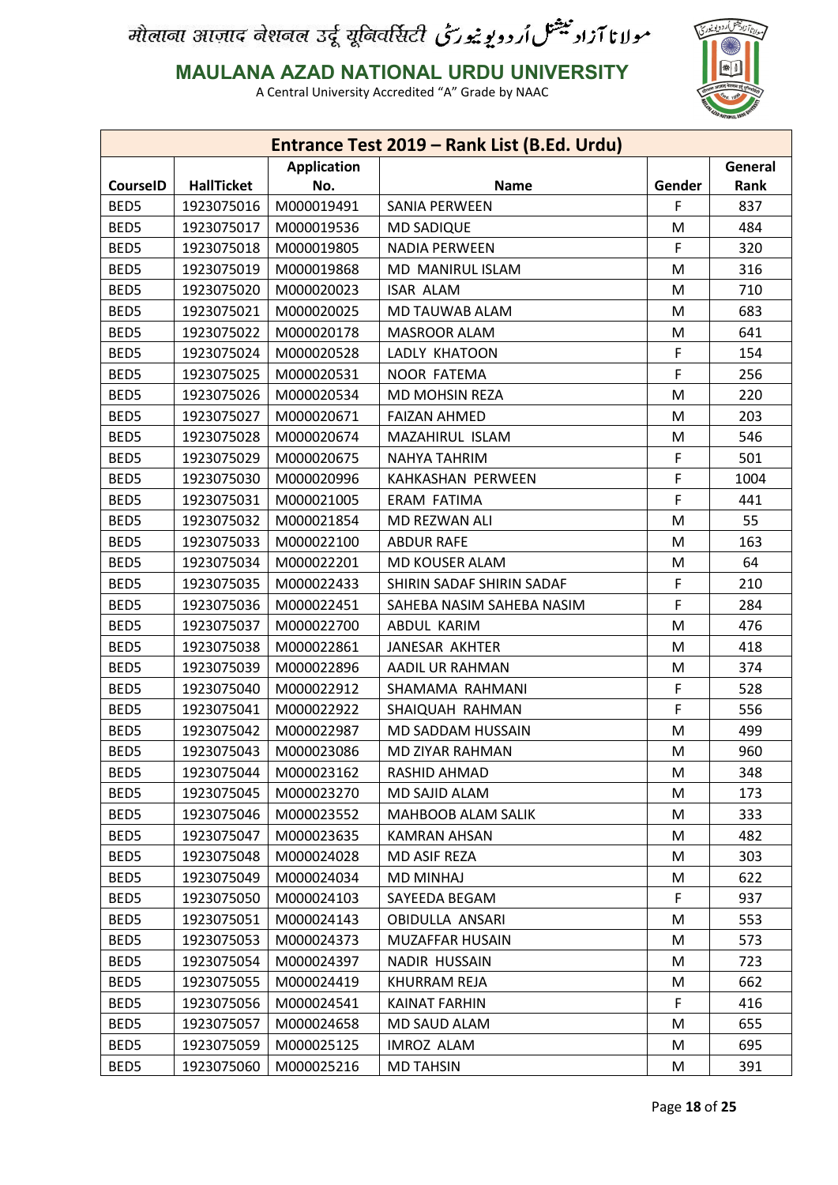मौलाना आज़ाद नेशनल उर्दू यूनिवर्सिटी مولانا آزاد نیشنل اُردو یونیورسٹی

**MAULANA AZAD NATIONAL URDU UNIVERSITY**

A Central University Accredited "A" Grade by NAAC

| Entrance Test 2019 – Rank List (B.Ed. Urdu) | | | | | |
|---|---|---|---|---|---|
| **CourseID** | **HallTicket** | **Application No.** | **Name** | **Gender** | **General Rank** |
| BED5 | 1923075016 | M000019491 | SANIA PERWEEN | F | 837 |
| BED5 | 1923075017 | M000019536 | MD SADIQUE | M | 484 |
| BED5 | 1923075018 | M000019805 | NADIA PERWEEN | F | 320 |
| BED5 | 1923075019 | M000019868 | MD MANIRUL ISLAM | M | 316 |
| BED5 | 1923075020 | M000020023 | ISAR ALAM | M | 710 |
| BED5 | 1923075021 | M000020025 | MD TAUWAB ALAM | M | 683 |
| BED5 | 1923075022 | M000020178 | MASROOR ALAM | M | 641 |
| BED5 | 1923075024 | M000020528 | LADLY KHATOON | F | 154 |
| BED5 | 1923075025 | M000020531 | NOOR FATEMA | F | 256 |
| BED5 | 1923075026 | M000020534 | MD MOHSIN REZA | M | 220 |
| BED5 | 1923075027 | M000020671 | FAIZAN AHMED | M | 203 |
| BED5 | 1923075028 | M000020674 | MAZAHIRUL ISLAM | M | 546 |
| BED5 | 1923075029 | M000020675 | NAHYA TAHRIM | F | 501 |
| BED5 | 1923075030 | M000020996 | KAHKASHAN PERWEEN | F | 1004 |
| BED5 | 1923075031 | M000021005 | ERAM FATIMA | F | 441 |
| BED5 | 1923075032 | M000021854 | MD REZWAN ALI | M | 55 |
| BED5 | 1923075033 | M000022100 | ABDUR RAFE | M | 163 |
| BED5 | 1923075034 | M000022201 | MD KOUSER ALAM | M | 64 |
| BED5 | 1923075035 | M000022433 | SHIRIN SADAF SHIRIN SADAF | F | 210 |
| BED5 | 1923075036 | M000022451 | SAHEBA NASIM SAHEBA NASIM | F | 284 |
| BED5 | 1923075037 | M000022700 | ABDUL KARIM | M | 476 |
| BED5 | 1923075038 | M000022861 | JANESAR AKHTER | M | 418 |
| BED5 | 1923075039 | M000022896 | AADIL UR RAHMAN | M | 374 |
| BED5 | 1923075040 | M000022912 | SHAMAMA RAHMANI | F | 528 |
| BED5 | 1923075041 | M000022922 | SHAIQUAH RAHMAN | F | 556 |
| BED5 | 1923075042 | M000022987 | MD SADDAM HUSSAIN | M | 499 |
| BED5 | 1923075043 | M000023086 | MD ZIYAR RAHMAN | M | 960 |
| BED5 | 1923075044 | M000023162 | RASHID AHMAD | M | 348 |
| BED5 | 1923075045 | M000023270 | MD SAJID ALAM | M | 173 |
| BED5 | 1923075046 | M000023552 | MAHBOOB ALAM SALIK | M | 333 |
| BED5 | 1923075047 | M000023635 | KAMRAN AHSAN | M | 482 |
| BED5 | 1923075048 | M000024028 | MD ASIF REZA | M | 303 |
| BED5 | 1923075049 | M000024034 | MD MINHAJ | M | 622 |
| BED5 | 1923075050 | M000024103 | SAYEEDA BEGAM | F | 937 |
| BED5 | 1923075051 | M000024143 | OBIDULLA ANSARI | M | 553 |
| BED5 | 1923075053 | M000024373 | MUZAFFAR HUSAIN | M | 573 |
| BED5 | 1923075054 | M000024397 | NADIR HUSSAIN | M | 723 |
| BED5 | 1923075055 | M000024419 | KHURRAM REJA | M | 662 |
| BED5 | 1923075056 | M000024541 | KAINAT FARHIN | F | 416 |
| BED5 | 1923075057 | M000024658 | MD SAUD ALAM | M | 655 |
| BED5 | 1923075059 | M000025125 | IMROZ ALAM | M | 695 |
| BED5 | 1923075060 | M000025216 | MD TAHSIN | M | 391 |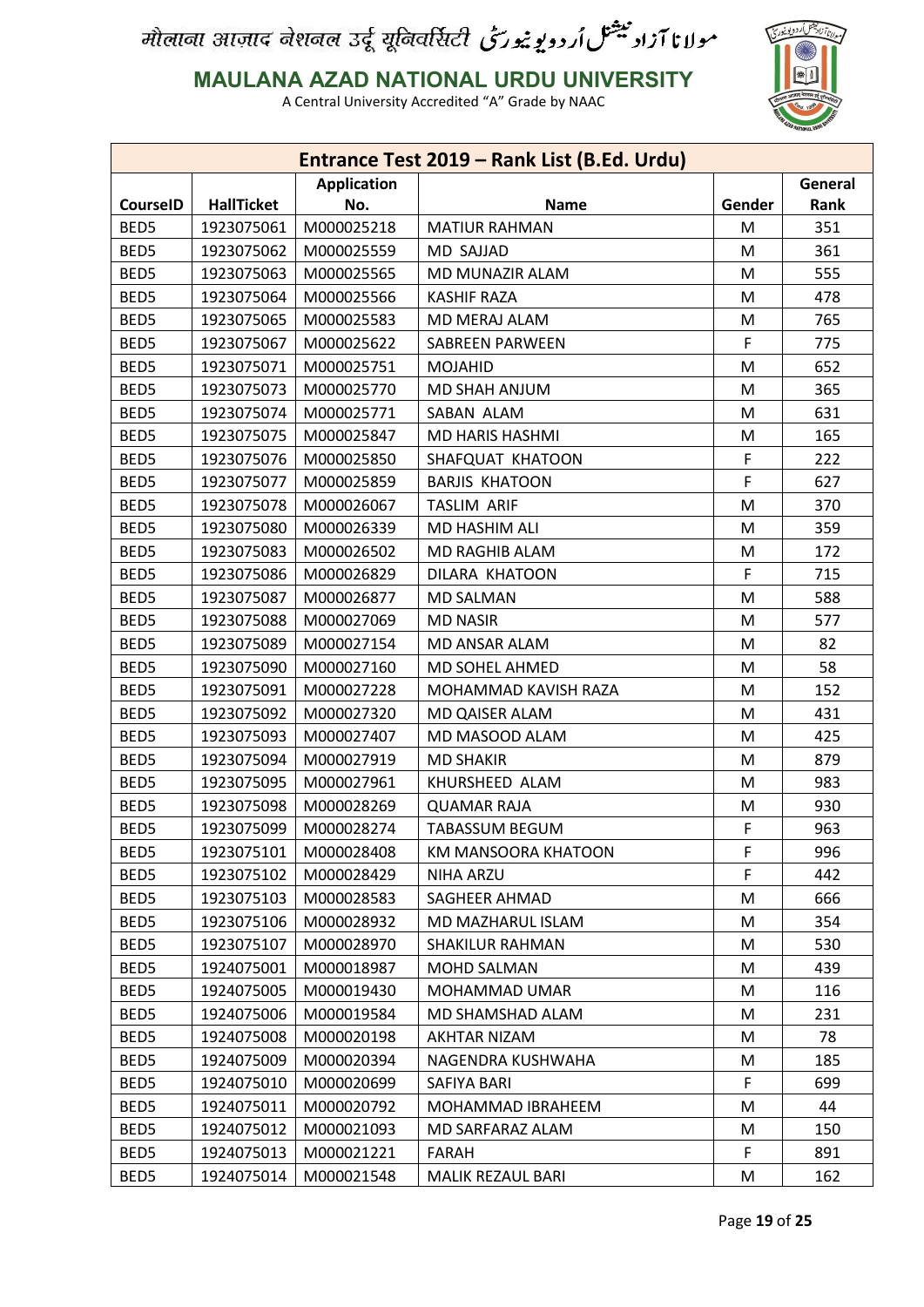मौलाना आज़ाद नेशनल उर्दू यूनिवर्सिटी مولانا آزاد نیشنل اُردو یونیورسٹی

**MAULANA AZAD NATIONAL URDU UNIVERSITY**

A Central University Accredited "A" Grade by NAAC

| Entrance Test 2019 – Rank List (B.Ed. Urdu) | | | | | |
|---|---|---|---|---|---|
| **CourseID** | **HallTicket** | **Application No.** | **Name** | **Gender** | **General Rank** |
| BED5 | 1923075061 | M000025218 | MATIUR RAHMAN | M | 351 |
| BED5 | 1923075062 | M000025559 | MD SAJJAD | M | 361 |
| BED5 | 1923075063 | M000025565 | MD MUNAZIR ALAM | M | 555 |
| BED5 | 1923075064 | M000025566 | KASHIF RAZA | M | 478 |
| BED5 | 1923075065 | M000025583 | MD MERAJ ALAM | M | 765 |
| BED5 | 1923075067 | M000025622 | SABREEN PARWEEN | F | 775 |
| BED5 | 1923075071 | M000025751 | MOJAHID | M | 652 |
| BED5 | 1923075073 | M000025770 | MD SHAH ANJUM | M | 365 |
| BED5 | 1923075074 | M000025771 | SABAN ALAM | M | 631 |
| BED5 | 1923075075 | M000025847 | MD HARIS HASHMI | M | 165 |
| BED5 | 1923075076 | M000025850 | SHAFQUAT KHATOON | F | 222 |
| BED5 | 1923075077 | M000025859 | BARJIS KHATOON | F | 627 |
| BED5 | 1923075078 | M000026067 | TASLIM ARIF | M | 370 |
| BED5 | 1923075080 | M000026339 | MD HASHIM ALI | M | 359 |
| BED5 | 1923075083 | M000026502 | MD RAGHIB ALAM | M | 172 |
| BED5 | 1923075086 | M000026829 | DILARA KHATOON | F | 715 |
| BED5 | 1923075087 | M000026877 | MD SALMAN | M | 588 |
| BED5 | 1923075088 | M000027069 | MD NASIR | M | 577 |
| BED5 | 1923075089 | M000027154 | MD ANSAR ALAM | M | 82 |
| BED5 | 1923075090 | M000027160 | MD SOHEL AHMED | M | 58 |
| BED5 | 1923075091 | M000027228 | MOHAMMAD KAVISH RAZA | M | 152 |
| BED5 | 1923075092 | M000027320 | MD QAISER ALAM | M | 431 |
| BED5 | 1923075093 | M000027407 | MD MASOOD ALAM | M | 425 |
| BED5 | 1923075094 | M000027919 | MD SHAKIR | M | 879 |
| BED5 | 1923075095 | M000027961 | KHURSHEED ALAM | M | 983 |
| BED5 | 1923075098 | M000028269 | QUAMAR RAJA | M | 930 |
| BED5 | 1923075099 | M000028274 | TABASSUM BEGUM | F | 963 |
| BED5 | 1923075101 | M000028408 | KM MANSOORA KHATOON | F | 996 |
| BED5 | 1923075102 | M000028429 | NIHA ARZU | F | 442 |
| BED5 | 1923075103 | M000028583 | SAGHEER AHMAD | M | 666 |
| BED5 | 1923075106 | M000028932 | MD MAZHARUL ISLAM | M | 354 |
| BED5 | 1923075107 | M000028970 | SHAKILUR RAHMAN | M | 530 |
| BED5 | 1924075001 | M000018987 | MOHD SALMAN | M | 439 |
| BED5 | 1924075005 | M000019430 | MOHAMMAD UMAR | M | 116 |
| BED5 | 1924075006 | M000019584 | MD SHAMSHAD ALAM | M | 231 |
| BED5 | 1924075008 | M000020198 | AKHTAR NIZAM | M | 78 |
| BED5 | 1924075009 | M000020394 | NAGENDRA KUSHWAHA | M | 185 |
| BED5 | 1924075010 | M000020699 | SAFIYA BARI | F | 699 |
| BED5 | 1924075011 | M000020792 | MOHAMMAD IBRAHEEM | M | 44 |
| BED5 | 1924075012 | M000021093 | MD SARFARAZ ALAM | M | 150 |
| BED5 | 1924075013 | M000021221 | FARAH | F | 891 |
| BED5 | 1924075014 | M000021548 | MALIK REZAUL BARI | M | 162 |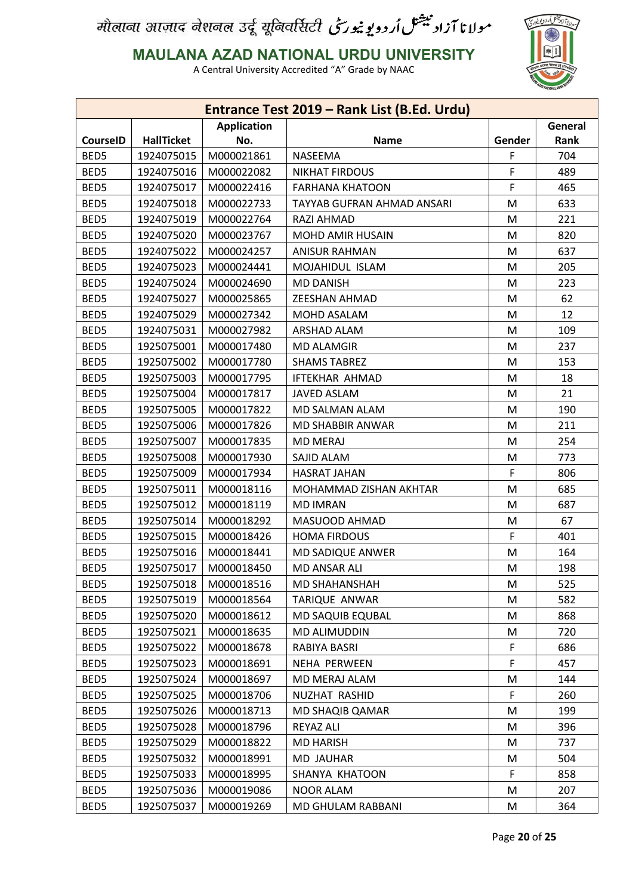मौलाना आज़ाद नेशनल उर्दू यूनिवर्सिटी مولانا آزاد نیشنل اُردو یونیورسٹی

**MAULANA AZAD NATIONAL URDU UNIVERSITY**

A Central University Accredited "A" Grade by NAAC

| Entrance Test 2019 – Rank List (B.Ed. Urdu) | | | | | |
|---|---|---|---|---|---|
| **CourseID** | **HallTicket** | **Application No.** | **Name** | **Gender** | **General Rank** |
| BED5 | 1924075015 | M000021861 | NASEEMA | F | 704 |
| BED5 | 1924075016 | M000022082 | NIKHAT FIRDOUS | F | 489 |
| BED5 | 1924075017 | M000022416 | FARHANA KHATOON | F | 465 |
| BED5 | 1924075018 | M000022733 | TAYYAB GUFRAN AHMAD ANSARI | M | 633 |
| BED5 | 1924075019 | M000022764 | RAZI AHMAD | M | 221 |
| BED5 | 1924075020 | M000023767 | MOHD AMIR HUSAIN | M | 820 |
| BED5 | 1924075022 | M000024257 | ANISUR RAHMAN | M | 637 |
| BED5 | 1924075023 | M000024441 | MOJAHIDUL ISLAM | M | 205 |
| BED5 | 1924075024 | M000024690 | MD DANISH | M | 223 |
| BED5 | 1924075027 | M000025865 | ZEESHAN AHMAD | M | 62 |
| BED5 | 1924075029 | M000027342 | MOHD ASALAM | M | 12 |
| BED5 | 1924075031 | M000027982 | ARSHAD ALAM | M | 109 |
| BED5 | 1925075001 | M000017480 | MD ALAMGIR | M | 237 |
| BED5 | 1925075002 | M000017780 | SHAMS TABREZ | M | 153 |
| BED5 | 1925075003 | M000017795 | IFTEKHAR AHMAD | M | 18 |
| BED5 | 1925075004 | M000017817 | JAVED ASLAM | M | 21 |
| BED5 | 1925075005 | M000017822 | MD SALMAN ALAM | M | 190 |
| BED5 | 1925075006 | M000017826 | MD SHABBIR ANWAR | M | 211 |
| BED5 | 1925075007 | M000017835 | MD MERAJ | M | 254 |
| BED5 | 1925075008 | M000017930 | SAJID ALAM | M | 773 |
| BED5 | 1925075009 | M000017934 | HASRAT JAHAN | F | 806 |
| BED5 | 1925075011 | M000018116 | MOHAMMAD ZISHAN AKHTAR | M | 685 |
| BED5 | 1925075012 | M000018119 | MD IMRAN | M | 687 |
| BED5 | 1925075014 | M000018292 | MASUOOD AHMAD | M | 67 |
| BED5 | 1925075015 | M000018426 | HOMA FIRDOUS | F | 401 |
| BED5 | 1925075016 | M000018441 | MD SADIQUE ANWER | M | 164 |
| BED5 | 1925075017 | M000018450 | MD ANSAR ALI | M | 198 |
| BED5 | 1925075018 | M000018516 | MD SHAHANSHAH | M | 525 |
| BED5 | 1925075019 | M000018564 | TARIQUE ANWAR | M | 582 |
| BED5 | 1925075020 | M000018612 | MD SAQUIB EQUBAL | M | 868 |
| BED5 | 1925075021 | M000018635 | MD ALIMUDDIN | M | 720 |
| BED5 | 1925075022 | M000018678 | RABIYA BASRI | F | 686 |
| BED5 | 1925075023 | M000018691 | NEHA PERWEEN | F | 457 |
| BED5 | 1925075024 | M000018697 | MD MERAJ ALAM | M | 144 |
| BED5 | 1925075025 | M000018706 | NUZHAT RASHID | F | 260 |
| BED5 | 1925075026 | M000018713 | MD SHAQIB QAMAR | M | 199 |
| BED5 | 1925075028 | M000018796 | REYAZ ALI | M | 396 |
| BED5 | 1925075029 | M000018822 | MD HARISH | M | 737 |
| BED5 | 1925075032 | M000018991 | MD JAUHAR | M | 504 |
| BED5 | 1925075033 | M000018995 | SHANYA KHATOON | F | 858 |
| BED5 | 1925075036 | M000019086 | NOOR ALAM | M | 207 |
| BED5 | 1925075037 | M000019269 | MD GHULAM RABBANI | M | 364 |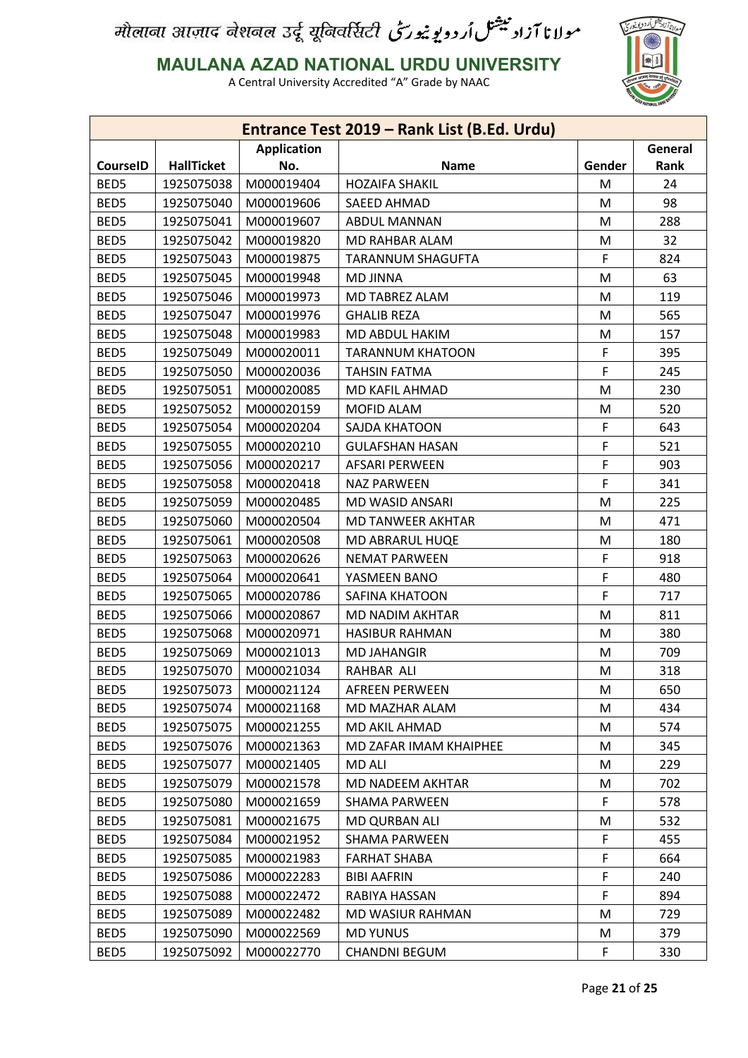मौलाना आज़ाद नेशनल उर्दू यूनिवर्सिटी مولانا آزاد نیشنل اُردو یونیورسٹی

**MAULANA AZAD NATIONAL URDU UNIVERSITY**

A Central University Accredited "A" Grade by NAAC

| Entrance Test 2019 – Rank List (B.Ed. Urdu) | | | | | |
|---|---|---|---|---|---|
| **CourseID** | **HallTicket** | **Application No.** | **Name** | **Gender** | **General Rank** |
| BED5 | 1925075038 | M000019404 | HOZAIFA SHAKIL | M | 24 |
| BED5 | 1925075040 | M000019606 | SAEED AHMAD | M | 98 |
| BED5 | 1925075041 | M000019607 | ABDUL MANNAN | M | 288 |
| BED5 | 1925075042 | M000019820 | MD RAHBAR ALAM | M | 32 |
| BED5 | 1925075043 | M000019875 | TARANNUM SHAGUFTA | F | 824 |
| BED5 | 1925075045 | M000019948 | MD JINNA | M | 63 |
| BED5 | 1925075046 | M000019973 | MD TABREZ ALAM | M | 119 |
| BED5 | 1925075047 | M000019976 | GHALIB REZA | M | 565 |
| BED5 | 1925075048 | M000019983 | MD ABDUL HAKIM | M | 157 |
| BED5 | 1925075049 | M000020011 | TARANNUM KHATOON | F | 395 |
| BED5 | 1925075050 | M000020036 | TAHSIN FATMA | F | 245 |
| BED5 | 1925075051 | M000020085 | MD KAFIL AHMAD | M | 230 |
| BED5 | 1925075052 | M000020159 | MOFID ALAM | M | 520 |
| BED5 | 1925075054 | M000020204 | SAJDA KHATOON | F | 643 |
| BED5 | 1925075055 | M000020210 | GULAFSHAN HASAN | F | 521 |
| BED5 | 1925075056 | M000020217 | AFSARI PERWEEN | F | 903 |
| BED5 | 1925075058 | M000020418 | NAZ PARWEEN | F | 341 |
| BED5 | 1925075059 | M000020485 | MD WASID ANSARI | M | 225 |
| BED5 | 1925075060 | M000020504 | MD TANWEER AKHTAR | M | 471 |
| BED5 | 1925075061 | M000020508 | MD ABRARUL HUQE | M | 180 |
| BED5 | 1925075063 | M000020626 | NEMAT PARWEEN | F | 918 |
| BED5 | 1925075064 | M000020641 | YASMEEN BANO | F | 480 |
| BED5 | 1925075065 | M000020786 | SAFINA KHATOON | F | 717 |
| BED5 | 1925075066 | M000020867 | MD NADIM AKHTAR | M | 811 |
| BED5 | 1925075068 | M000020971 | HASIBUR RAHMAN | M | 380 |
| BED5 | 1925075069 | M000021013 | MD JAHANGIR | M | 709 |
| BED5 | 1925075070 | M000021034 | RAHBAR ALI | M | 318 |
| BED5 | 1925075073 | M000021124 | AFREEN PERWEEN | M | 650 |
| BED5 | 1925075074 | M000021168 | MD MAZHAR ALAM | M | 434 |
| BED5 | 1925075075 | M000021255 | MD AKIL AHMAD | M | 574 |
| BED5 | 1925075076 | M000021363 | MD ZAFAR IMAM KHAIPHEE | M | 345 |
| BED5 | 1925075077 | M000021405 | MD ALI | M | 229 |
| BED5 | 1925075079 | M000021578 | MD NADEEM AKHTAR | M | 702 |
| BED5 | 1925075080 | M000021659 | SHAMA PARWEEN | F | 578 |
| BED5 | 1925075081 | M000021675 | MD QURBAN ALI | M | 532 |
| BED5 | 1925075084 | M000021952 | SHAMA PARWEEN | F | 455 |
| BED5 | 1925075085 | M000021983 | FARHAT SHABA | F | 664 |
| BED5 | 1925075086 | M000022283 | BIBI AAFRIN | F | 240 |
| BED5 | 1925075088 | M000022472 | RABIYA HASSAN | F | 894 |
| BED5 | 1925075089 | M000022482 | MD WASIUR RAHMAN | M | 729 |
| BED5 | 1925075090 | M000022569 | MD YUNUS | M | 379 |
| BED5 | 1925075092 | M000022770 | CHANDNI BEGUM | F | 330 |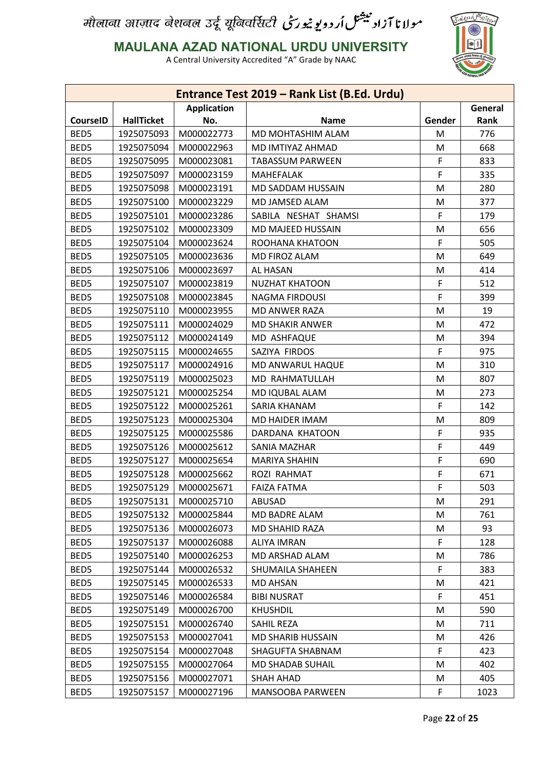मौलाना आज़ाद नेशनल उर्दू यूनिवर्सिटी مولانا آزاد نیشنل اُردو یونیورسٹی

**MAULANA AZAD NATIONAL URDU UNIVERSITY**

A Central University Accredited "A" Grade by NAAC

| Entrance Test 2019 – Rank List (B.Ed. Urdu) | | | | | |
|---|---|---|---|---|---|
| **CourseID** | **HallTicket** | **Application No.** | **Name** | **Gender** | **General Rank** |
| BED5 | 1925075093 | M000022773 | MD MOHTASHIM ALAM | M | 776 |
| BED5 | 1925075094 | M000022963 | MD IMTIYAZ AHMAD | M | 668 |
| BED5 | 1925075095 | M000023081 | TABASSUM PARWEEN | F | 833 |
| BED5 | 1925075097 | M000023159 | MAHEFALAK | F | 335 |
| BED5 | 1925075098 | M000023191 | MD SADDAM HUSSAIN | M | 280 |
| BED5 | 1925075100 | M000023229 | MD JAMSED ALAM | M | 377 |
| BED5 | 1925075101 | M000023286 | SABILA NESHAT SHAMSI | F | 179 |
| BED5 | 1925075102 | M000023309 | MD MAJEED HUSSAIN | M | 656 |
| BED5 | 1925075104 | M000023624 | ROOHANA KHATOON | F | 505 |
| BED5 | 1925075105 | M000023636 | MD FIROZ ALAM | M | 649 |
| BED5 | 1925075106 | M000023697 | AL HASAN | M | 414 |
| BED5 | 1925075107 | M000023819 | NUZHAT KHATOON | F | 512 |
| BED5 | 1925075108 | M000023845 | NAGMA FIRDOUSI | F | 399 |
| BED5 | 1925075110 | M000023955 | MD ANWER RAZA | M | 19 |
| BED5 | 1925075111 | M000024029 | MD SHAKIR ANWER | M | 472 |
| BED5 | 1925075112 | M000024149 | MD ASHFAQUE | M | 394 |
| BED5 | 1925075115 | M000024655 | SAZIYA FIRDOS | F | 975 |
| BED5 | 1925075117 | M000024916 | MD ANWARUL HAQUE | M | 310 |
| BED5 | 1925075119 | M000025023 | MD RAHMATULLAH | M | 807 |
| BED5 | 1925075121 | M000025254 | MD IQUBAL ALAM | M | 273 |
| BED5 | 1925075122 | M000025261 | SARIA KHANAM | F | 142 |
| BED5 | 1925075123 | M000025304 | MD HAIDER IMAM | M | 809 |
| BED5 | 1925075125 | M000025586 | DARDANA KHATOON | F | 935 |
| BED5 | 1925075126 | M000025612 | SANIA MAZHAR | F | 449 |
| BED5 | 1925075127 | M000025654 | MARIYA SHAHIN | F | 690 |
| BED5 | 1925075128 | M000025662 | ROZI RAHMAT | F | 671 |
| BED5 | 1925075129 | M000025671 | FAIZA FATMA | F | 503 |
| BED5 | 1925075131 | M000025710 | ABUSAD | M | 291 |
| BED5 | 1925075132 | M000025844 | MD BADRE ALAM | M | 761 |
| BED5 | 1925075136 | M000026073 | MD SHAHID RAZA | M | 93 |
| BED5 | 1925075137 | M000026088 | ALIYA IMRAN | F | 128 |
| BED5 | 1925075140 | M000026253 | MD ARSHAD ALAM | M | 786 |
| BED5 | 1925075144 | M000026532 | SHUMAILA SHAHEEN | F | 383 |
| BED5 | 1925075145 | M000026533 | MD AHSAN | M | 421 |
| BED5 | 1925075146 | M000026584 | BIBI NUSRAT | F | 451 |
| BED5 | 1925075149 | M000026700 | KHUSHDIL | M | 590 |
| BED5 | 1925075151 | M000026740 | SAHIL REZA | M | 711 |
| BED5 | 1925075153 | M000027041 | MD SHARIB HUSSAIN | M | 426 |
| BED5 | 1925075154 | M000027048 | SHAGUFTA SHABNAM | F | 423 |
| BED5 | 1925075155 | M000027064 | MD SHADAB SUHAIL | M | 402 |
| BED5 | 1925075156 | M000027071 | SHAH AHAD | M | 405 |
| BED5 | 1925075157 | M000027196 | MANSOOBA PARWEEN | F | 1023 |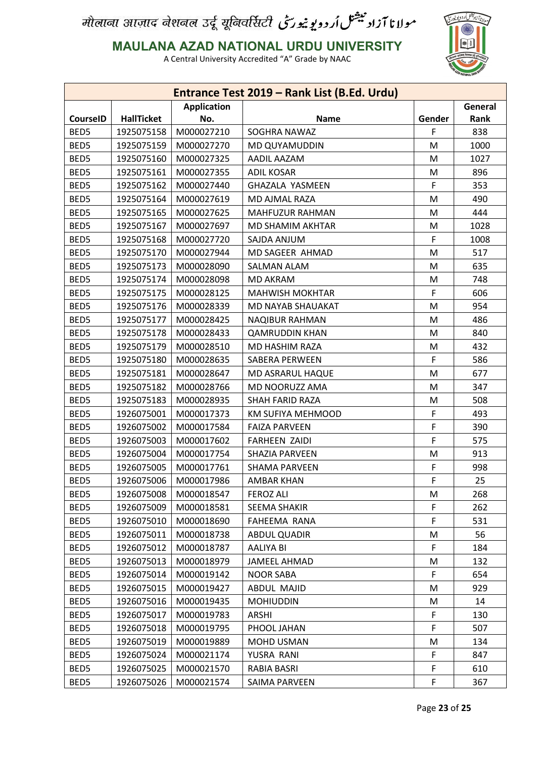मौलाना आज़ाद नेशनल उर्दू यूनिवर्सिटी مولانا آزاد نیشنل اُردو یونیورسٹی

**MAULANA AZAD NATIONAL URDU UNIVERSITY**

A Central University Accredited "A" Grade by NAAC

| Entrance Test 2019 – Rank List (B.Ed. Urdu) | | | | | |
|---|---|---|---|---|---|
| **CourseID** | **HallTicket** | **Application No.** | **Name** | **Gender** | **General Rank** |
| BED5 | 1925075158 | M000027210 | SOGHRA NAWAZ | F | 838 |
| BED5 | 1925075159 | M000027270 | MD QUYAMUDDIN | M | 1000 |
| BED5 | 1925075160 | M000027325 | AADIL AAZAM | M | 1027 |
| BED5 | 1925075161 | M000027355 | ADIL KOSAR | M | 896 |
| BED5 | 1925075162 | M000027440 | GHAZALA YASMEEN | F | 353 |
| BED5 | 1925075164 | M000027619 | MD AJMAL RAZA | M | 490 |
| BED5 | 1925075165 | M000027625 | MAHFUZUR RAHMAN | M | 444 |
| BED5 | 1925075167 | M000027697 | MD SHAMIM AKHTAR | M | 1028 |
| BED5 | 1925075168 | M000027720 | SAJDA ANJUM | F | 1008 |
| BED5 | 1925075170 | M000027944 | MD SAGEER AHMAD | M | 517 |
| BED5 | 1925075173 | M000028090 | SALMAN ALAM | M | 635 |
| BED5 | 1925075174 | M000028098 | MD AKRAM | M | 748 |
| BED5 | 1925075175 | M000028125 | MAHWISH MOKHTAR | F | 606 |
| BED5 | 1925075176 | M000028339 | MD NAYAB SHAUAKAT | M | 954 |
| BED5 | 1925075177 | M000028425 | NAQIBUR RAHMAN | M | 486 |
| BED5 | 1925075178 | M000028433 | QAMRUDDIN KHAN | M | 840 |
| BED5 | 1925075179 | M000028510 | MD HASHIM RAZA | M | 432 |
| BED5 | 1925075180 | M000028635 | SABERA PERWEEN | F | 586 |
| BED5 | 1925075181 | M000028647 | MD ASRARUL HAQUE | M | 677 |
| BED5 | 1925075182 | M000028766 | MD NOORUZZ AMA | M | 347 |
| BED5 | 1925075183 | M000028935 | SHAH FARID RAZA | M | 508 |
| BED5 | 1926075001 | M000017373 | KM SUFIYA MEHMOOD | F | 493 |
| BED5 | 1926075002 | M000017584 | FAIZA PARVEEN | F | 390 |
| BED5 | 1926075003 | M000017602 | FARHEEN ZAIDI | F | 575 |
| BED5 | 1926075004 | M000017754 | SHAZIA PARVEEN | M | 913 |
| BED5 | 1926075005 | M000017761 | SHAMA PARVEEN | F | 998 |
| BED5 | 1926075006 | M000017986 | AMBAR KHAN | F | 25 |
| BED5 | 1926075008 | M000018547 | FEROZ ALI | M | 268 |
| BED5 | 1926075009 | M000018581 | SEEMA SHAKIR | F | 262 |
| BED5 | 1926075010 | M000018690 | FAHEEMA RANA | F | 531 |
| BED5 | 1926075011 | M000018738 | ABDUL QUADIR | M | 56 |
| BED5 | 1926075012 | M000018787 | AALIYA BI | F | 184 |
| BED5 | 1926075013 | M000018979 | JAMEEL AHMAD | M | 132 |
| BED5 | 1926075014 | M000019142 | NOOR SABA | F | 654 |
| BED5 | 1926075015 | M000019427 | ABDUL MAJID | M | 929 |
| BED5 | 1926075016 | M000019435 | MOHIUDDIN | M | 14 |
| BED5 | 1926075017 | M000019783 | ARSHI | F | 130 |
| BED5 | 1926075018 | M000019795 | PHOOL JAHAN | F | 507 |
| BED5 | 1926075019 | M000019889 | MOHD USMAN | M | 134 |
| BED5 | 1926075024 | M000021174 | YUSRA RANI | F | 847 |
| BED5 | 1926075025 | M000021570 | RABIA BASRI | F | 610 |
| BED5 | 1926075026 | M000021574 | SAIMA PARVEEN | F | 367 |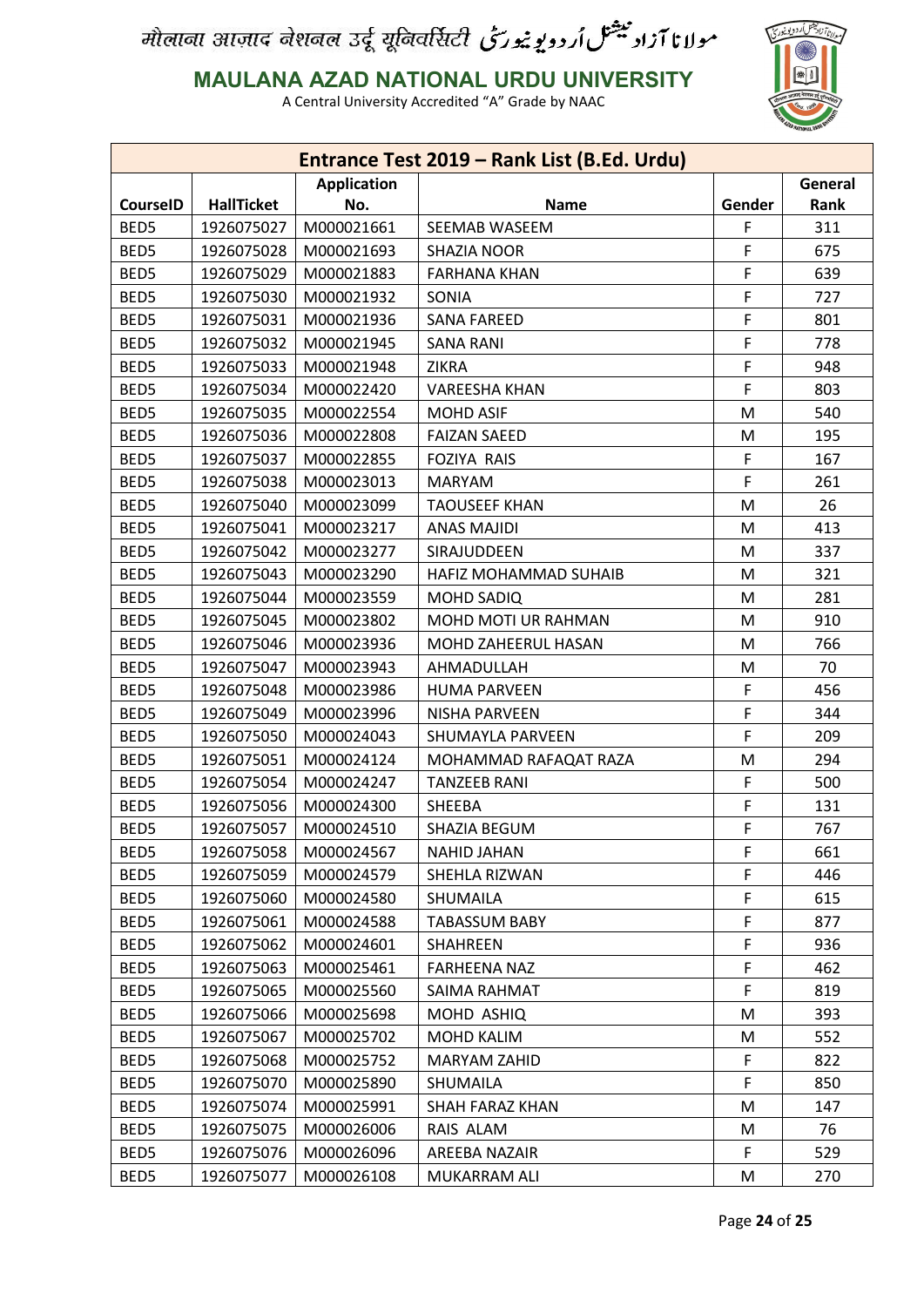मौलाना आज़ाद नेशनल उर्दू यूनिवर्सिटी مولانا آزاد نیشنل اُردو یونیورسٹی

**MAULANA AZAD NATIONAL URDU UNIVERSITY**

A Central University Accredited "A" Grade by NAAC

| Entrance Test 2019 – Rank List (B.Ed. Urdu) | | | | | |
|---|---|---|---|---|---|
| **CourseID** | **HallTicket** | **Application No.** | **Name** | **Gender** | **General Rank** |
| BED5 | 1926075027 | M000021661 | SEEMAB WASEEM | F | 311 |
| BED5 | 1926075028 | M000021693 | SHAZIA NOOR | F | 675 |
| BED5 | 1926075029 | M000021883 | FARHANA KHAN | F | 639 |
| BED5 | 1926075030 | M000021932 | SONIA | F | 727 |
| BED5 | 1926075031 | M000021936 | SANA FAREED | F | 801 |
| BED5 | 1926075032 | M000021945 | SANA RANI | F | 778 |
| BED5 | 1926075033 | M000021948 | ZIKRA | F | 948 |
| BED5 | 1926075034 | M000022420 | VAREESHA KHAN | F | 803 |
| BED5 | 1926075035 | M000022554 | MOHD ASIF | M | 540 |
| BED5 | 1926075036 | M000022808 | FAIZAN SAEED | M | 195 |
| BED5 | 1926075037 | M000022855 | FOZIYA RAIS | F | 167 |
| BED5 | 1926075038 | M000023013 | MARYAM | F | 261 |
| BED5 | 1926075040 | M000023099 | TAOUSEEF KHAN | M | 26 |
| BED5 | 1926075041 | M000023217 | ANAS MAJIDI | M | 413 |
| BED5 | 1926075042 | M000023277 | SIRAJUDDEEN | M | 337 |
| BED5 | 1926075043 | M000023290 | HAFIZ MOHAMMAD SUHAIB | M | 321 |
| BED5 | 1926075044 | M000023559 | MOHD SADIQ | M | 281 |
| BED5 | 1926075045 | M000023802 | MOHD MOTI UR RAHMAN | M | 910 |
| BED5 | 1926075046 | M000023936 | MOHD ZAHEERUL HASAN | M | 766 |
| BED5 | 1926075047 | M000023943 | AHMADULLAH | M | 70 |
| BED5 | 1926075048 | M000023986 | HUMA PARVEEN | F | 456 |
| BED5 | 1926075049 | M000023996 | NISHA PARVEEN | F | 344 |
| BED5 | 1926075050 | M000024043 | SHUMAYLA PARVEEN | F | 209 |
| BED5 | 1926075051 | M000024124 | MOHAMMAD RAFAQAT RAZA | M | 294 |
| BED5 | 1926075054 | M000024247 | TANZEEB RANI | F | 500 |
| BED5 | 1926075056 | M000024300 | SHEEBA | F | 131 |
| BED5 | 1926075057 | M000024510 | SHAZIA BEGUM | F | 767 |
| BED5 | 1926075058 | M000024567 | NAHID JAHAN | F | 661 |
| BED5 | 1926075059 | M000024579 | SHEHLA RIZWAN | F | 446 |
| BED5 | 1926075060 | M000024580 | SHUMAILA | F | 615 |
| BED5 | 1926075061 | M000024588 | TABASSUM BABY | F | 877 |
| BED5 | 1926075062 | M000024601 | SHAHREEN | F | 936 |
| BED5 | 1926075063 | M000025461 | FARHEENA NAZ | F | 462 |
| BED5 | 1926075065 | M000025560 | SAIMA RAHMAT | F | 819 |
| BED5 | 1926075066 | M000025698 | MOHD ASHIQ | M | 393 |
| BED5 | 1926075067 | M000025702 | MOHD KALIM | M | 552 |
| BED5 | 1926075068 | M000025752 | MARYAM ZAHID | F | 822 |
| BED5 | 1926075070 | M000025890 | SHUMAILA | F | 850 |
| BED5 | 1926075074 | M000025991 | SHAH FARAZ KHAN | M | 147 |
| BED5 | 1926075075 | M000026006 | RAIS ALAM | M | 76 |
| BED5 | 1926075076 | M000026096 | AREEBA NAZAIR | F | 529 |
| BED5 | 1926075077 | M000026108 | MUKARRAM ALI | M | 270 |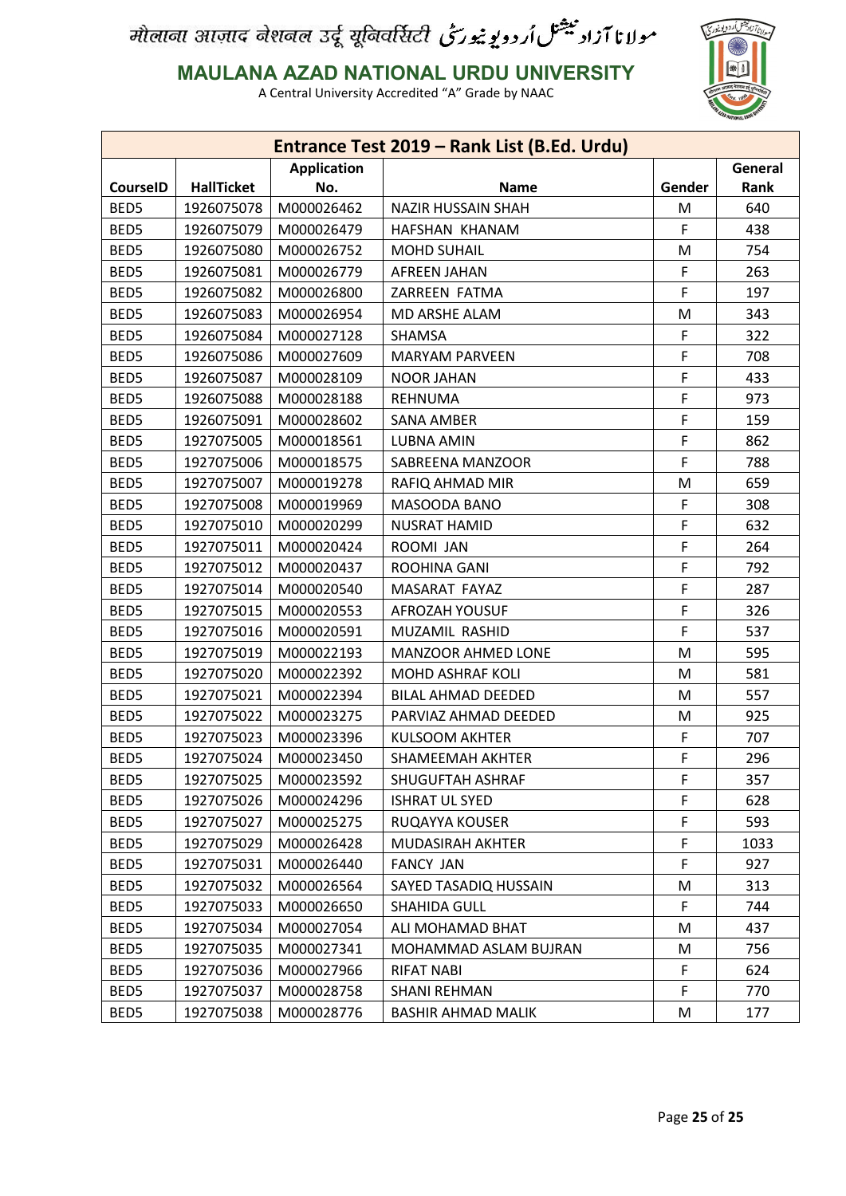मौलाना आज़ाद नेशनल उर्दू यूनिवर्सिटी مولانا آزاد نیشنل اُردو یونیورسٹی

**MAULANA AZAD NATIONAL URDU UNIVERSITY**

A Central University Accredited "A" Grade by NAAC

## Entrance Test 2019 – Rank List (B.Ed. Urdu)

| CourseID | HallTicket | Application No. | Name | Gender | General Rank |
|---|---|---|---|---|---|
| BED5 | 1926075078 | M000026462 | NAZIR HUSSAIN SHAH | M | 640 |
| BED5 | 1926075079 | M000026479 | HAFSHAN KHANAM | F | 438 |
| BED5 | 1926075080 | M000026752 | MOHD SUHAIL | M | 754 |
| BED5 | 1926075081 | M000026779 | AFREEN JAHAN | F | 263 |
| BED5 | 1926075082 | M000026800 | ZARREEN FATMA | F | 197 |
| BED5 | 1926075083 | M000026954 | MD ARSHE ALAM | M | 343 |
| BED5 | 1926075084 | M000027128 | SHAMSA | F | 322 |
| BED5 | 1926075086 | M000027609 | MARYAM PARVEEN | F | 708 |
| BED5 | 1926075087 | M000028109 | NOOR JAHAN | F | 433 |
| BED5 | 1926075088 | M000028188 | REHNUMA | F | 973 |
| BED5 | 1926075091 | M000028602 | SANA AMBER | F | 159 |
| BED5 | 1927075005 | M000018561 | LUBNA AMIN | F | 862 |
| BED5 | 1927075006 | M000018575 | SABREENA MANZOOR | F | 788 |
| BED5 | 1927075007 | M000019278 | RAFIQ AHMAD MIR | M | 659 |
| BED5 | 1927075008 | M000019969 | MASOODA BANO | F | 308 |
| BED5 | 1927075010 | M000020299 | NUSRAT HAMID | F | 632 |
| BED5 | 1927075011 | M000020424 | ROOMI JAN | F | 264 |
| BED5 | 1927075012 | M000020437 | ROOHINA GANI | F | 792 |
| BED5 | 1927075014 | M000020540 | MASARAT FAYAZ | F | 287 |
| BED5 | 1927075015 | M000020553 | AFROZAH YOUSUF | F | 326 |
| BED5 | 1927075016 | M000020591 | MUZAMIL RASHID | F | 537 |
| BED5 | 1927075019 | M000022193 | MANZOOR AHMED LONE | M | 595 |
| BED5 | 1927075020 | M000022392 | MOHD ASHRAF KOLI | M | 581 |
| BED5 | 1927075021 | M000022394 | BILAL AHMAD DEEDED | M | 557 |
| BED5 | 1927075022 | M000023275 | PARVIAZ AHMAD DEEDED | M | 925 |
| BED5 | 1927075023 | M000023396 | KULSOOM AKHTER | F | 707 |
| BED5 | 1927075024 | M000023450 | SHAMEEMAH AKHTER | F | 296 |
| BED5 | 1927075025 | M000023592 | SHUGUFTAH ASHRAF | F | 357 |
| BED5 | 1927075026 | M000024296 | ISHRAT UL SYED | F | 628 |
| BED5 | 1927075027 | M000025275 | RUQAYYA KOUSER | F | 593 |
| BED5 | 1927075029 | M000026428 | MUDASIRAH AKHTER | F | 1033 |
| BED5 | 1927075031 | M000026440 | FANCY JAN | F | 927 |
| BED5 | 1927075032 | M000026564 | SAYED TASADIQ HUSSAIN | M | 313 |
| BED5 | 1927075033 | M000026650 | SHAHIDA GULL | F | 744 |
| BED5 | 1927075034 | M000027054 | ALI MOHAMAD BHAT | M | 437 |
| BED5 | 1927075035 | M000027341 | MOHAMMAD ASLAM BUJRAN | M | 756 |
| BED5 | 1927075036 | M000027966 | RIFAT NABI | F | 624 |
| BED5 | 1927075037 | M000028758 | SHANI REHMAN | F | 770 |
| BED5 | 1927075038 | M000028776 | BASHIR AHMAD MALIK | M | 177 |